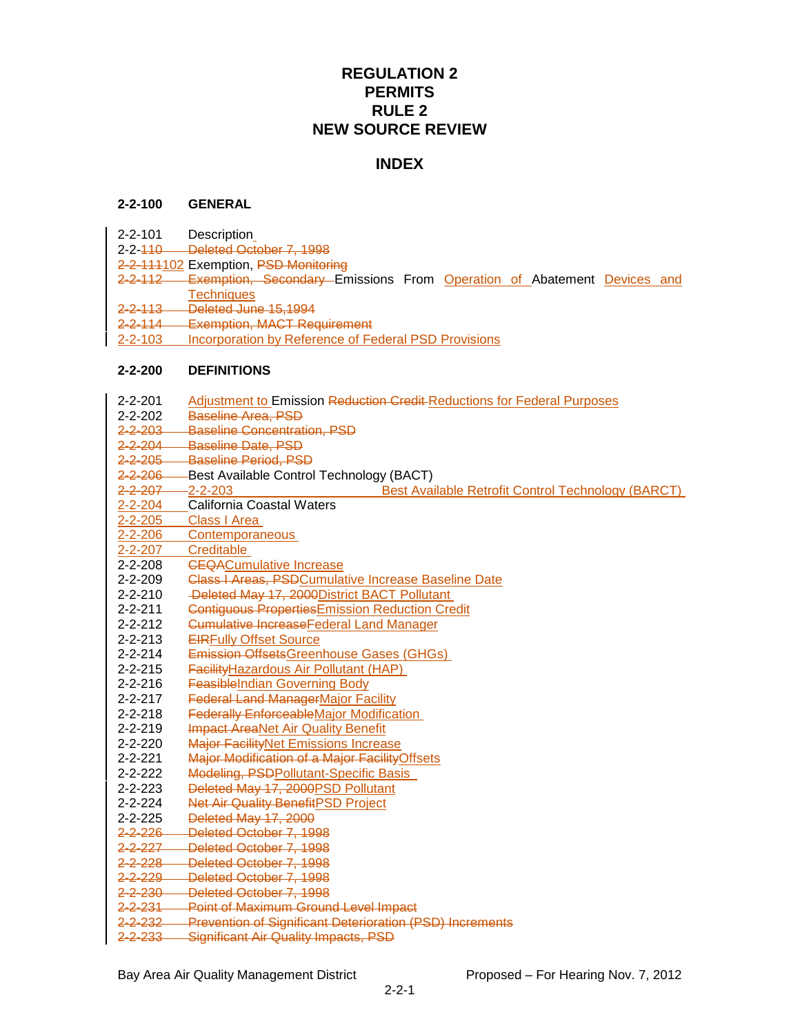# REGULATION 2
# PERMITS
# RULE 2
# NEW SOURCE REVIEW

## INDEX

**2-2-100 GENERAL**

2-2-101 Description
~~2-2-110 Deleted October 7, 1998~~
~~2-2-111~~102 Exemption, ~~PSD Monitoring~~
~~2-2-112 Exemption, Secondary~~ Emissions From Operation of Abatement Devices and Techniques
~~2-2-113 Deleted June 15,1994~~
~~2-2-114 Exemption, MACT Requirement~~
2-2-103 Incorporation by Reference of Federal PSD Provisions

**2-2-200 DEFINITIONS**

2-2-201 Adjustment to Emission ~~Reduction Credit~~ Reductions for Federal Purposes
2-2-202 ~~Baseline Area, PSD~~
~~2-2-203 Baseline Concentration, PSD~~
~~2-2-204 Baseline Date, PSD~~
~~2-2-205 Baseline Period, PSD~~
~~2-2-206~~ Best Available Control Technology (BACT)
~~2-2-207~~ 2-2-203 Best Available Retrofit Control Technology (BARCT)
2-2-204 California Coastal Waters
2-2-205 Class I Area
2-2-206 Contemporaneous
2-2-207 Creditable
2-2-208 ~~CEQA~~Cumulative Increase
2-2-209 ~~Class I Areas, PSD~~Cumulative Increase Baseline Date
2-2-210 ~~Deleted May 17, 2000~~District BACT Pollutant
2-2-211 ~~Contiguous Properties~~Emission Reduction Credit
2-2-212 ~~Cumulative Increase~~Federal Land Manager
2-2-213 ~~EIR~~Fully Offset Source
2-2-214 ~~Emission Offsets~~Greenhouse Gases (GHGs)
2-2-215 ~~Facility~~Hazardous Air Pollutant (HAP)
2-2-216 ~~Feasible~~Indian Governing Body
2-2-217 ~~Federal Land Manager~~Major Facility
2-2-218 ~~Federally Enforceable~~Major Modification
2-2-219 ~~Impact Area~~Net Air Quality Benefit
2-2-220 ~~Major Facility~~Net Emissions Increase
2-2-221 ~~Major Modification of a Major Facility~~Offsets
2-2-222 ~~Modeling, PSD~~Pollutant-Specific Basis
2-2-223 ~~Deleted May 17, 2000~~PSD Pollutant
2-2-224 ~~Net Air Quality Benefit~~PSD Project
2-2-225 ~~Deleted May 17, 2000~~
~~2-2-226 Deleted October 7, 1998~~
~~2-2-227 Deleted October 7, 1998~~
~~2-2-228 Deleted October 7, 1998~~
~~2-2-229 Deleted October 7, 1998~~
~~2-2-230 Deleted October 7, 1998~~
~~2-2-231 Point of Maximum Ground Level Impact~~
~~2-2-232 Prevention of Significant Deterioration (PSD) Increments~~
~~2-2-233 Significant Air Quality Impacts, PSD~~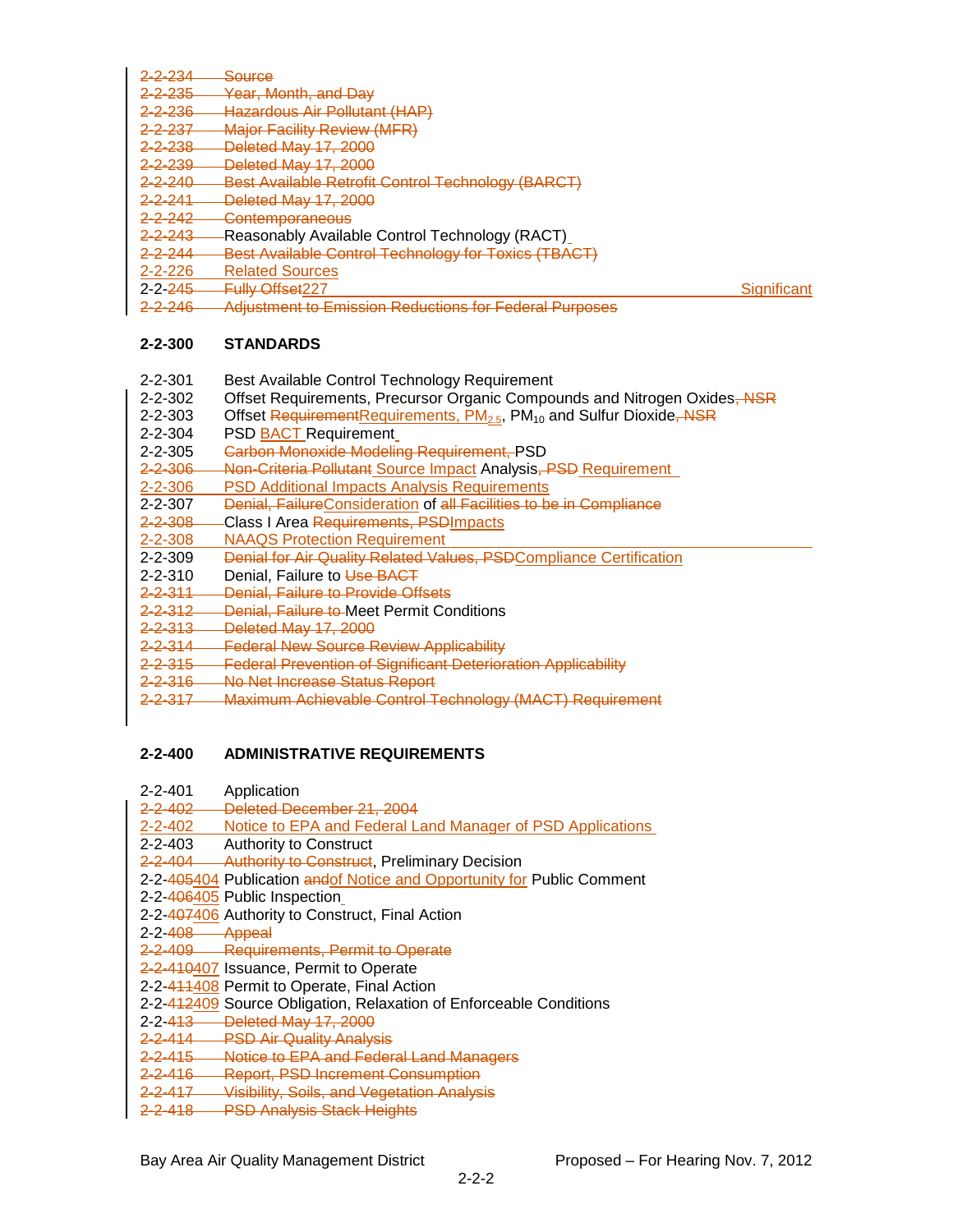~~2-2-234 Source~~
~~2-2-235 Year, Month, and Day~~
~~2-2-236 Hazardous Air Pollutant (HAP)~~
~~2-2-237 Major Facility Review (MFR)~~
~~2-2-238 Deleted May 17, 2000~~
~~2-2-239 Deleted May 17, 2000~~
~~2-2-240 Best Available Retrofit Control Technology (BARCT)~~
~~2-2-241 Deleted May 17, 2000~~
~~2-2-242 Contemporaneous~~
~~2-2-243~~ Reasonably Available Control Technology (RACT)
~~2-2-244 Best Available Control Technology for Toxics (TBACT)~~
2-2-226 Related Sources
2-2-~~245 Fully Offset~~227 Significant
~~2-2-246 Adjustment to Emission Reductions for Federal Purposes~~

## 2-2-300 STANDARDS

2-2-301 Best Available Control Technology Requirement
2-2-302 Offset Requirements, Precursor Organic Compounds and Nitrogen Oxides~~, NSR~~
2-2-303 Offset ~~Requirement~~Requirements, $PM_{2.5}$, $PM_{10}$ and Sulfur Dioxide~~, NSR~~
2-2-304 PSD BACT Requirement
2-2-305 ~~Carbon Monoxide Modeling Requirement,~~ PSD
~~2-2-306 Non-Criteria Pollutant~~ Source Impact Analysis~~, PSD~~ Requirement
2-2-306 PSD Additional Impacts Analysis Requirements
2-2-307 ~~Denial, Failure~~Consideration of ~~all Facilities to be in Compliance~~
~~2-2-308~~ Class I Area ~~Requirements, PSD~~Impacts
2-2-308 NAAQS Protection Requirement
2-2-309 ~~Denial for Air Quality Related Values, PSD~~Compliance Certification
2-2-310 Denial, Failure to ~~Use BACT~~
~~2-2-311 Denial, Failure to Provide Offsets~~
~~2-2-312 Denial, Failure to~~ Meet Permit Conditions
~~2-2-313 Deleted May 17, 2000~~
~~2-2-314 Federal New Source Review Applicability~~
~~2-2-315 Federal Prevention of Significant Deterioration Applicability~~
~~2-2-316 No Net Increase Status Report~~
~~2-2-317 Maximum Achievable Control Technology (MACT) Requirement~~

## 2-2-400 ADMINISTRATIVE REQUIREMENTS

2-2-401 Application
~~2-2-402 Deleted December 21, 2004~~
2-2-402 Notice to EPA and Federal Land Manager of PSD Applications
2-2-403 Authority to Construct
~~2-2-404 Authority to Construct~~, Preliminary Decision
2-2-~~405~~404 Publication ~~and~~of Notice and Opportunity for Public Comment
2-2-~~406~~405 Public Inspection
2-2-~~407~~406 Authority to Construct, Final Action
2-2-~~408 Appeal~~
~~2-2-409 Requirements, Permit to Operate~~
~~2-2-410~~407 Issuance, Permit to Operate
2-2-~~411~~408 Permit to Operate, Final Action
2-2-~~412~~409 Source Obligation, Relaxation of Enforceable Conditions
2-2-~~413 Deleted May 17, 2000~~
~~2-2-414 PSD Air Quality Analysis~~
~~2-2-415 Notice to EPA and Federal Land Managers~~
~~2-2-416 Report, PSD Increment Consumption~~
~~2-2-417 Visibility, Soils, and Vegetation Analysis~~
~~2-2-418 PSD Analysis Stack Heights~~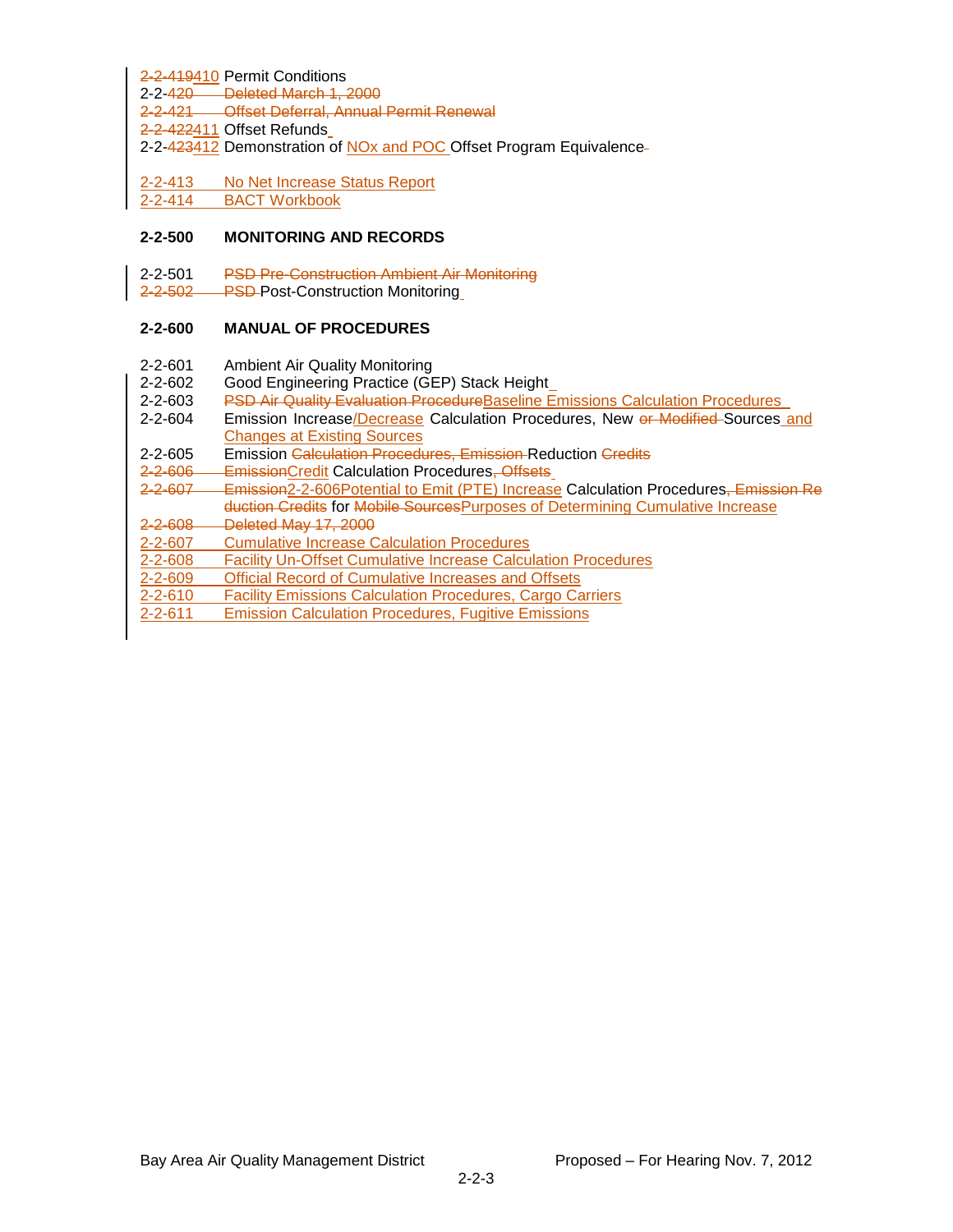2-2-~~419~~410 Permit Conditions
2-2-~~420 Deleted March 1, 2000~~
~~2-2-421 Offset Deferral, Annual Permit Renewal~~
2-2-~~422~~411 Offset Refunds
2-2-~~423~~412 Demonstration of NOx and POC Offset Program Equivalence

2-2-413 No Net Increase Status Report
2-2-414 BACT Workbook

**2-2-500 MONITORING AND RECORDS**

2-2-501 ~~PSD Pre-Construction Ambient Air Monitoring~~
~~2-2-502 PSD~~ Post-Construction Monitoring

**2-2-600 MANUAL OF PROCEDURES**

2-2-601 Ambient Air Quality Monitoring
2-2-602 Good Engineering Practice (GEP) Stack Height
2-2-603 ~~PSD Air Quality Evaluation Procedure~~Baseline Emissions Calculation Procedures
2-2-604 Emission Increase/Decrease Calculation Procedures, New ~~or Modified~~ Sources and Changes at Existing Sources
2-2-605 Emission ~~Calculation Procedures, Emission~~ Reduction ~~Credits~~
~~2-2-606 Emission~~Credit Calculation Procedures~~, Offsets~~
~~2-2-607 Emission~~2-2-606Potential to Emit (PTE) Increase Calculation Procedures~~, Emission Reduction Credits~~ for ~~Mobile Sources~~Purposes of Determining Cumulative Increase
~~2-2-608 Deleted May 17, 2000~~
2-2-607 Cumulative Increase Calculation Procedures
2-2-608 Facility Un-Offset Cumulative Increase Calculation Procedures
2-2-609 Official Record of Cumulative Increases and Offsets
2-2-610 Facility Emissions Calculation Procedures, Cargo Carriers
2-2-611 Emission Calculation Procedures, Fugitive Emissions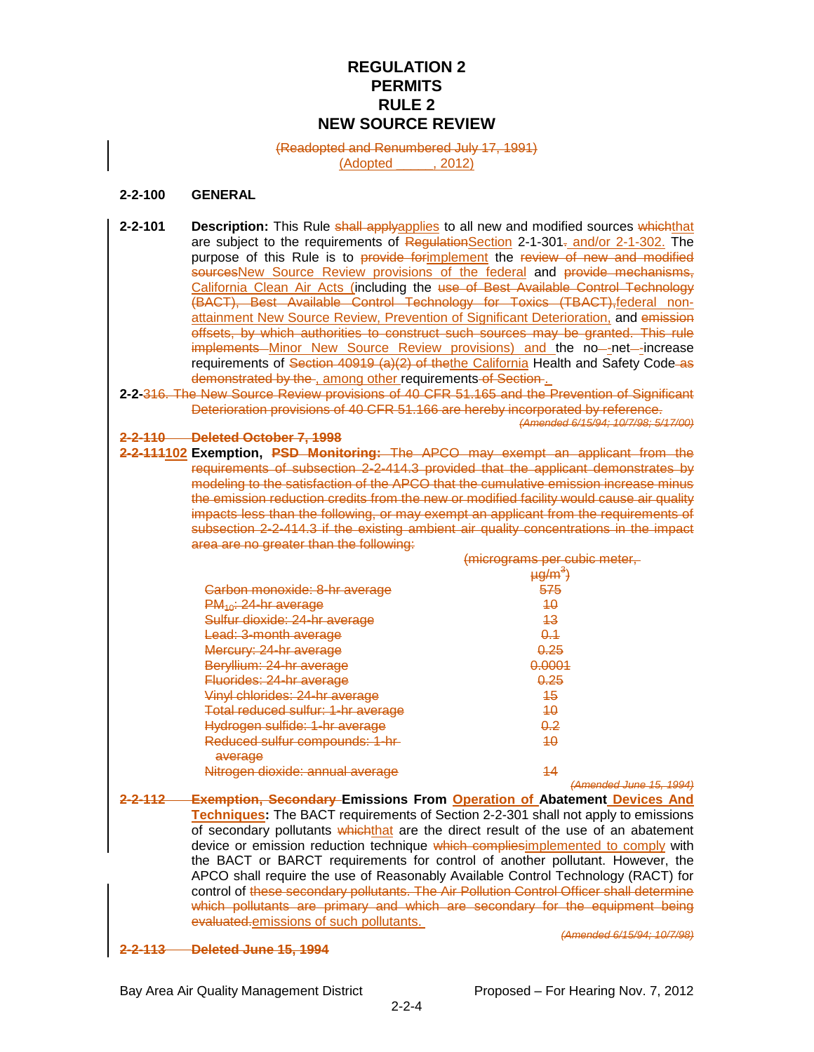# REGULATION 2
# PERMITS
# RULE 2
# NEW SOURCE REVIEW

~~(Readopted and Renumbered July 17, 1991)~~
(Adopted _____, 2012)

## 2-2-100 GENERAL

**2-2-101 Description:** This Rule ~~shall apply~~applies to all new and modified sources ~~which~~that are subject to the requirements of ~~Regulation~~Section 2-1-301~~.~~ and/or 2-1-302. The purpose of this Rule is to ~~provide for~~implement the ~~review of new and modified sources~~New Source Review provisions of the federal and ~~provide mechanisms,~~ California Clean Air Acts (including the ~~use of Best Available Control Technology (BACT), Best Available Control Technology for Toxics (TBACT),~~federal non-attainment New Source Review, Prevention of Significant Deterioration, and ~~emission offsets, by which authorities to construct such sources may be granted. This rule implements~~ Minor New Source Review provisions) and the no~~-~~-net~~-~~-increase requirements of ~~Section 40919 (a)(2) of the~~the California Health and Safety Code~~ as demonstrated by the~~ , among other requirements~~ of Section~~ .

**2-2-**~~316. The New Source Review provisions of 40 CFR 51.165 and the Prevention of Significant Deterioration provisions of 40 CFR 51.166 are hereby incorporated by reference.~~

~~*(Amended 6/15/94; 10/7/98; 5/17/00)*~~

~~**2-2-110 Deleted October 7, 1998**~~

**~~2-2-111~~102 Exemption,** ~~**PSD Monitoring:** The APCO may exempt an applicant from the requirements of subsection 2-2-414.3 provided that the applicant demonstrates by modeling to the satisfaction of the APCO that the cumulative emission increase minus the emission reduction credits from the new or modified facility would cause air quality impacts less than the following, or may exempt an applicant from the requirements of subsection 2-2-414.3 if the existing ambient air quality concentrations in the impact area are no greater than the following:~~

| | ~~(micrograms per cubic meter, µg/m³)~~ |
|---|---|
| ~~Carbon monoxide: 8-hr average~~ | ~~575~~ |
| ~~$PM_{10}$: 24-hr average~~ | ~~10~~ |
| ~~Sulfur dioxide: 24-hr average~~ | ~~13~~ |
| ~~Lead: 3-month average~~ | ~~0.1~~ |
| ~~Mercury: 24-hr average~~ | ~~0.25~~ |
| ~~Beryllium: 24-hr average~~ | ~~0.0001~~ |
| ~~Fluorides: 24-hr average~~ | ~~0.25~~ |
| ~~Vinyl chlorides: 24-hr average~~ | ~~15~~ |
| ~~Total reduced sulfur: 1-hr average~~ | ~~10~~ |
| ~~Hydrogen sulfide: 1-hr average~~ | ~~0.2~~ |
| ~~Reduced sulfur compounds: 1-hr average~~ | ~~10~~ |
| ~~Nitrogen dioxide: annual average~~ | ~~14~~ |

~~*(Amended June 15, 1994)*~~

~~**2-2-112 Exemption, Secondary**~~ **Emissions From Operation of Abatement Devices And Techniques:** The BACT requirements of Section 2-2-301 shall not apply to emissions of secondary pollutants ~~which~~that are the direct result of the use of an abatement device or emission reduction technique ~~which complies~~implemented to comply with the BACT or BARCT requirements for control of another pollutant. However, the APCO shall require the use of Reasonably Available Control Technology (RACT) for control of ~~these secondary pollutants. The Air Pollution Control Officer shall determine which pollutants are primary and which are secondary for the equipment being evaluated.~~emissions of such pollutants.

~~*(Amended 6/15/94; 10/7/98)*~~

~~**2-2-113 Deleted June 15, 1994**~~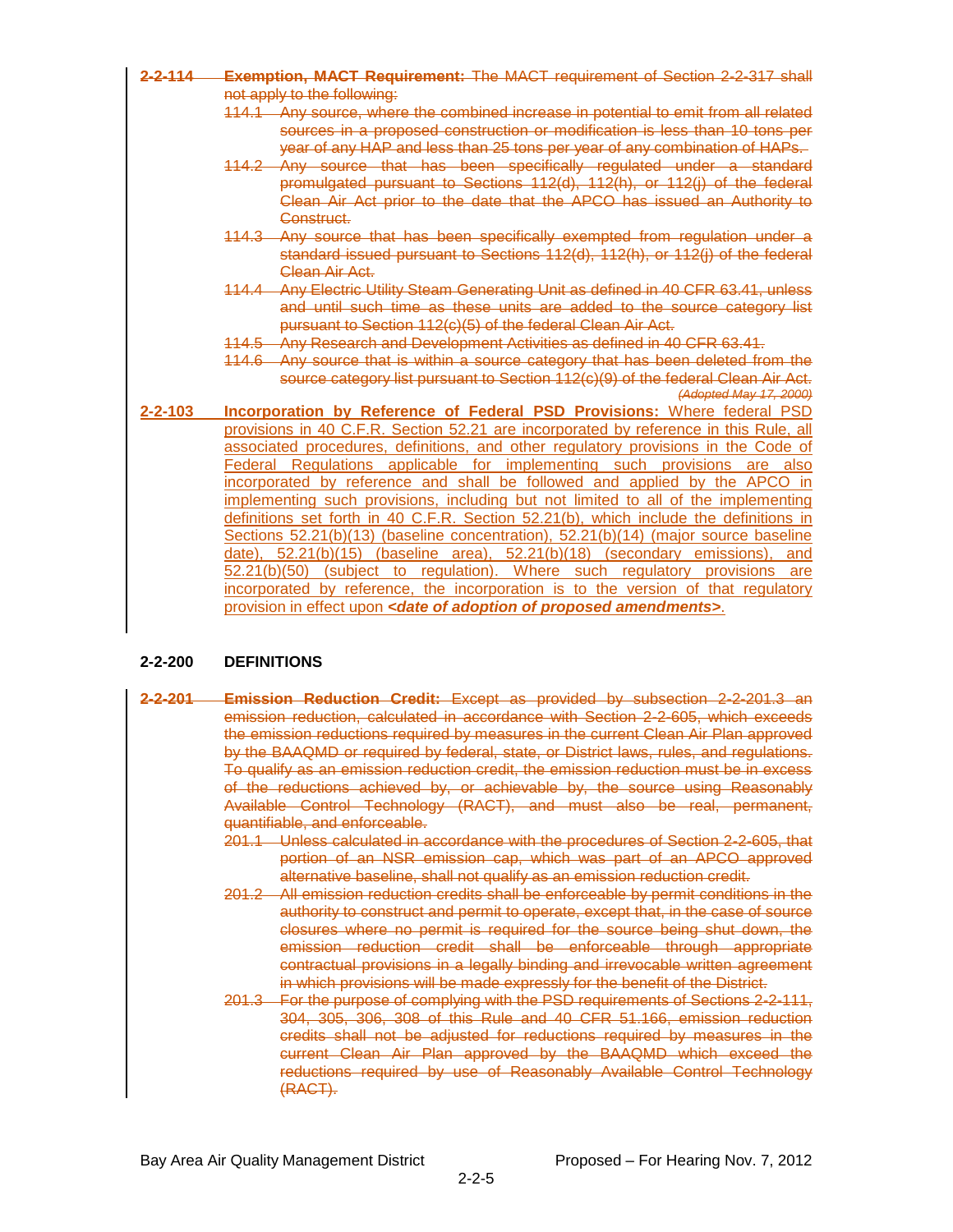~~**2-2-114 Exemption, MACT Requirement:** The MACT requirement of Section 2-2-317 shall not apply to the following:~~

~~114.1 Any source, where the combined increase in potential to emit from all related sources in a proposed construction or modification is less than 10 tons per year of any HAP and less than 25 tons per year of any combination of HAPs.~~

~~114.2 Any source that has been specifically regulated under a standard promulgated pursuant to Sections 112(d), 112(h), or 112(j) of the federal Clean Air Act prior to the date that the APCO has issued an Authority to Construct.~~

~~114.3 Any source that has been specifically exempted from regulation under a standard issued pursuant to Sections 112(d), 112(h), or 112(j) of the federal Clean Air Act.~~

~~114.4 Any Electric Utility Steam Generating Unit as defined in 40 CFR 63.41, unless and until such time as these units are added to the source category list pursuant to Section 112(c)(5) of the federal Clean Air Act.~~

~~114.5 Any Research and Development Activities as defined in 40 CFR 63.41.~~

~~114.6 Any source that is within a source category that has been deleted from the source category list pursuant to Section 112(c)(9) of the federal Clean Air Act.~~

~~*(Adopted May 17, 2000)*~~

<u>**2-2-103 Incorporation by Reference of Federal PSD Provisions:** Where federal PSD provisions in 40 C.F.R. Section 52.21 are incorporated by reference in this Rule, all associated procedures, definitions, and other regulatory provisions in the Code of Federal Regulations applicable for implementing such provisions are also incorporated by reference and shall be followed and applied by the APCO in implementing such provisions, including but not limited to all of the implementing definitions set forth in 40 C.F.R. Section 52.21(b), which include the definitions in Sections 52.21(b)(13) (baseline concentration), 52.21(b)(14) (major source baseline date), 52.21(b)(15) (baseline area), 52.21(b)(18) (secondary emissions), and 52.21(b)(50) (subject to regulation). Where such regulatory provisions are incorporated by reference, the incorporation is to the version of that regulatory provision in effect upon ***<date of adoption of proposed amendments>***.</u>

## 2-2-200 DEFINITIONS

~~**2-2-201 Emission Reduction Credit:** Except as provided by subsection 2-2-201.3 an emission reduction, calculated in accordance with Section 2-2-605, which exceeds the emission reductions required by measures in the current Clean Air Plan approved by the BAAQMD or required by federal, state, or District laws, rules, and regulations. To qualify as an emission reduction credit, the emission reduction must be in excess of the reductions achieved by, or achievable by, the source using Reasonably Available Control Technology (RACT), and must also be real, permanent, quantifiable, and enforceable.~~

~~201.1 Unless calculated in accordance with the procedures of Section 2-2-605, that portion of an NSR emission cap, which was part of an APCO approved alternative baseline, shall not qualify as an emission reduction credit.~~

~~201.2 All emission reduction credits shall be enforceable by permit conditions in the authority to construct and permit to operate, except that, in the case of source closures where no permit is required for the source being shut down, the emission reduction credit shall be enforceable through appropriate contractual provisions in a legally binding and irrevocable written agreement in which provisions will be made expressly for the benefit of the District.~~

~~201.3 For the purpose of complying with the PSD requirements of Sections 2-2-111, 304, 305, 306, 308 of this Rule and 40 CFR 51.166, emission reduction credits shall not be adjusted for reductions required by measures in the current Clean Air Plan approved by the BAAQMD which exceed the reductions required by use of Reasonably Available Control Technology (RACT).~~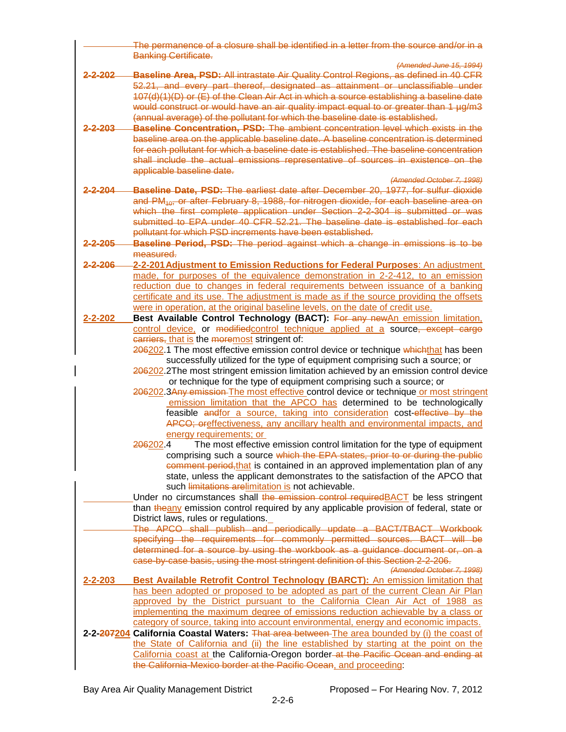~~The permanence of a closure shall be identified in a letter from the source and/or in a Banking Certificate.~~

*~~(Amended June 15, 1994)~~*

~~**2-2-202 Baseline Area, PSD:** All intrastate Air Quality Control Regions, as defined in 40 CFR 52.21, and every part thereof, designated as attainment or unclassifiable under 107(d)(1)(D) or (E) of the Clean Air Act in which a source establishing a baseline date would construct or would have an air quality impact equal to or greater than 1 µg/m3 (annual average) of the pollutant for which the baseline date is established.~~

~~**2-2-203 Baseline Concentration, PSD:** The ambient concentration level which exists in the baseline area on the applicable baseline date. A baseline concentration is determined for each pollutant for which a baseline date is established. The baseline concentration shall include the actual emissions representative of sources in existence on the applicable baseline date.~~

*~~(Amended October 7, 1998)~~*

~~**2-2-204 Baseline Date, PSD:** The earliest date after December 20, 1977, for sulfur dioxide and $PM_{10}$, or after February 8, 1988, for nitrogen dioxide, for each baseline area on which the first complete application under Section 2-2-304 is submitted or was submitted to EPA under 40 CFR 52.21. The baseline date is established for each pollutant for which PSD increments have been established.~~

~~**2-2-205 Baseline Period, PSD:** The period against which a change in emissions is to be measured.~~

~~2-2-206~~ <u>**2-2-201 Adjustment to Emission Reductions for Federal Purposes**: An adjustment made, for purposes of the equivalence demonstration in 2-2-412, to an emission reduction due to changes in federal requirements between issuance of a banking certificate and its use. The adjustment is made as if the source providing the offsets were in operation, at the original baseline levels, on the date of credit use.</u>

**2-2-202 Best Available Control Technology (BACT):** ~~For any new~~<u>An emission limitation, control device,</u> or ~~modified~~<u>control technique applied at a</u> source~~, except cargo carriers,~~<u>, that is</u> the ~~more~~<u>most</u> stringent of:

~~206~~<u>202</u>.1 The most effective emission control device or technique ~~which~~<u>that</u> has been successfully utilized for the type of equipment comprising such a source; or

~~206~~<u>202</u>.2 The most stringent emission limitation achieved by an emission control device or technique for the type of equipment comprising such a source; or

~~206~~<u>202</u>.3 ~~Any emission~~ <u>The most effective</u> control device or technique <u>or most stringent emission limitation that the APCO has</u> determined to be technologically feasible ~~and~~<u>for a source, taking into consideration</u> cost-~~effective by the APCO; or~~<u>effectiveness, any ancillary health and environmental impacts, and energy requirements; or</u>

~~206~~<u>202</u>.4 The most effective emission control limitation for the type of equipment comprising such a source ~~which the EPA states, prior to or during the public comment period,~~<u>that</u> is contained in an approved implementation plan of any state, unless the applicant demonstrates to the satisfaction of the APCO that such ~~limitations are~~<u>limitation is</u> not achievable.

Under no circumstances shall ~~the emission control required~~<u>BACT</u> be less stringent than ~~the~~<u>any</u> emission control required by any applicable provision of federal, state or District laws, rules or regulations.

~~The APCO shall publish and periodically update a BACT/TBACT Workbook specifying the requirements for commonly permitted sources. BACT will be determined for a source by using the workbook as a guidance document or, on a case-by-case basis, using the most stringent definition of this Section 2-2-206.~~

*~~(Amended October 7, 1998)~~*

<u>**2-2-203 Best Available Retrofit Control Technology (BARCT):** An emission limitation that has been adopted or proposed to be adopted as part of the current Clean Air Plan approved by the District pursuant to the California Clean Air Act of 1988 as implementing the maximum degree of emissions reduction achievable by a class or category of source, taking into account environmental, energy and economic impacts.</u>

**2-2-~~207~~<u>204</u> California Coastal Waters:** ~~That area between~~ <u>The area bounded by (i) the coast of the State of California and (ii) the line established by starting at the point on the California coast at</u> the California-Oregon border ~~at the Pacific Ocean and ending at the California-Mexico border at the Pacific Ocean~~<u>, and proceeding</u>: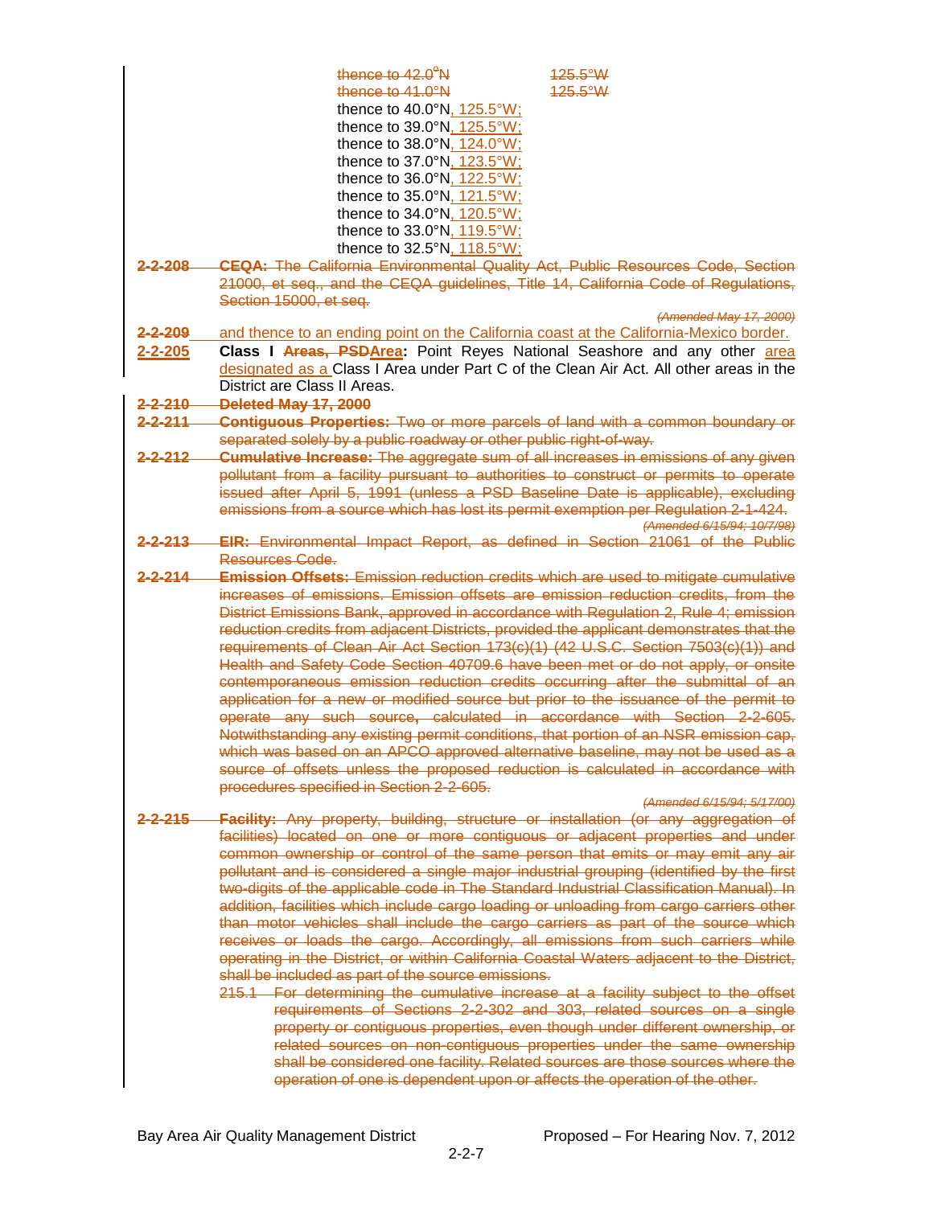~~thence to 42.0°N 125.5°W~~
~~thence to 41.0°N 125.5°W~~
thence to 40.0°N, 125.5°W;
thence to 39.0°N, 125.5°W;
thence to 38.0°N, 124.0°W;
thence to 37.0°N, 123.5°W;
thence to 36.0°N, 122.5°W;
thence to 35.0°N, 121.5°W;
thence to 34.0°N, 120.5°W;
thence to 33.0°N, 119.5°W;
thence to 32.5°N, 118.5°W;

~~**2-2-208** **CEQA:** The California Environmental Quality Act, Public Resources Code, Section 21000, et seq., and the CEQA guidelines, Title 14, California Code of Regulations, Section 15000, et seq.~~

~~*(Amended May 17, 2000)*~~

~~**2-2-209**~~ and thence to an ending point on the California coast at the California-Mexico border.

**2-2-205** **Class I ~~Areas, PSD~~Area:** Point Reyes National Seashore and any other area designated as a Class I Area under Part C of the Clean Air Act. All other areas in the District are Class II Areas.

~~**2-2-210** **Deleted May 17, 2000**~~

~~**2-2-211** **Contiguous Properties:** Two or more parcels of land with a common boundary or separated solely by a public roadway or other public right-of-way.~~

~~**2-2-212** **Cumulative Increase:** The aggregate sum of all increases in emissions of any given pollutant from a facility pursuant to authorities to construct or permits to operate issued after April 5, 1991 (unless a PSD Baseline Date is applicable), excluding emissions from a source which has lost its permit exemption per Regulation 2-1-424.~~

~~*(Amended 6/15/94; 10/7/98)*~~

~~**2-2-213** **EIR:** Environmental Impact Report, as defined in Section 21061 of the Public Resources Code.~~

~~**2-2-214** **Emission Offsets:** Emission reduction credits which are used to mitigate cumulative increases of emissions. Emission offsets are emission reduction credits, from the District Emissions Bank, approved in accordance with Regulation 2, Rule 4; emission reduction credits from adjacent Districts, provided the applicant demonstrates that the requirements of Clean Air Act Section 173(c)(1) (42 U.S.C. Section 7503(c)(1)) and Health and Safety Code Section 40709.6 have been met or do not apply, or onsite contemporaneous emission reduction credits occurring after the submittal of an application for a new or modified source but prior to the issuance of the permit to operate any such source, calculated in accordance with Section 2-2-605. Notwithstanding any existing permit conditions, that portion of an NSR emission cap, which was based on an APCO approved alternative baseline, may not be used as a source of offsets unless the proposed reduction is calculated in accordance with procedures specified in Section 2-2-605.~~

~~*(Amended 6/15/94; 5/17/00)*~~

~~**2-2-215** **Facility:** Any property, building, structure or installation (or any aggregation of facilities) located on one or more contiguous or adjacent properties and under common ownership or control of the same person that emits or may emit any air pollutant and is considered a single major industrial grouping (identified by the first two-digits of the applicable code in The Standard Industrial Classification Manual). In addition, facilities which include cargo loading or unloading from cargo carriers other than motor vehicles shall include the cargo carriers as part of the source which receives or loads the cargo. Accordingly, all emissions from such carriers while operating in the District, or within California Coastal Waters adjacent to the District, shall be included as part of the source emissions.~~

~~215.1 For determining the cumulative increase at a facility subject to the offset requirements of Sections 2-2-302 and 303, related sources on a single property or contiguous properties, even though under different ownership, or related sources on non-contiguous properties under the same ownership shall be considered one facility. Related sources are those sources where the operation of one is dependent upon or affects the operation of the other.~~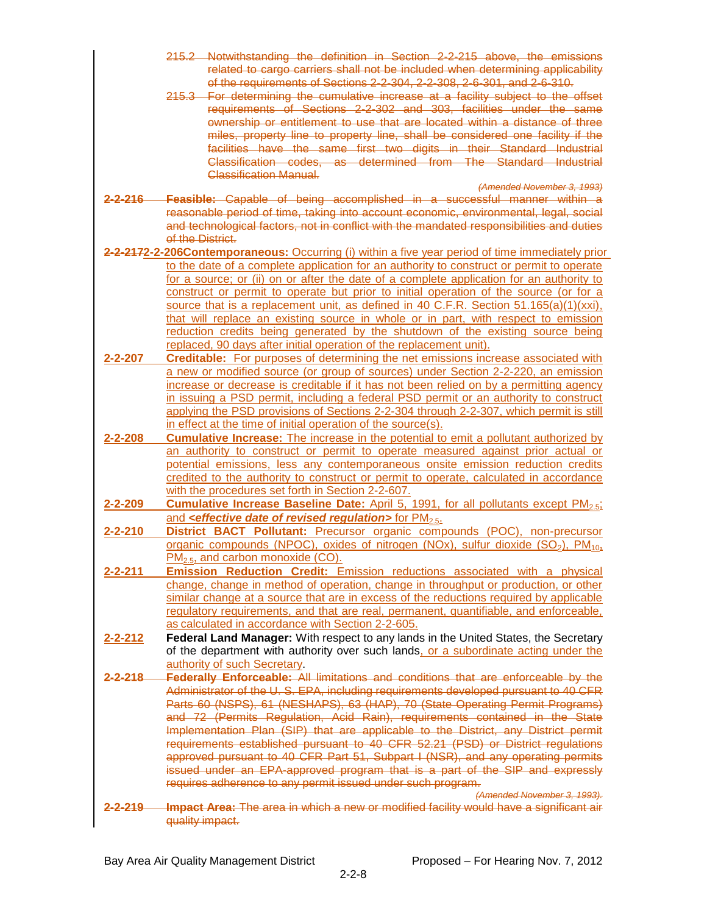215.2 Notwithstanding the definition in Section 2-2-215 above, the emissions related to cargo carriers shall not be included when determining applicability of the requirements of Sections 2-2-304, 2-2-308, 2-6-301, and 2-6-310.

215.3 For determining the cumulative increase at a facility subject to the offset requirements of Sections 2-2-302 and 303, facilities under the same ownership or entitlement to use that are located within a distance of three miles, property line to property line, shall be considered one facility if the facilities have the same first two digits in their Standard Industrial Classification codes, as determined from The Standard Industrial Classification Manual.

*(Amended November 3, 1993)*

**2-2-216 Feasible:** Capable of being accomplished in a successful manner within a reasonable period of time, taking into account economic, environmental, legal, social and technological factors, not in conflict with the mandated responsibilities and duties of the District.

**2-2-2172-2-206 Contemporaneous:** Occurring (i) within a five year period of time immediately prior to the date of a complete application for an authority to construct or permit to operate for a source; or (ii) on or after the date of a complete application for an authority to construct or permit to operate but prior to initial operation of the source (or for a source that is a replacement unit, as defined in 40 C.F.R. Section 51.165(a)(1)(xxi), that will replace an existing source in whole or in part, with respect to emission reduction credits being generated by the shutdown of the existing source being replaced, 90 days after initial operation of the replacement unit).

**2-2-207 Creditable:** For purposes of determining the net emissions increase associated with a new or modified source (or group of sources) under Section 2-2-220, an emission increase or decrease is creditable if it has not been relied on by a permitting agency in issuing a PSD permit, including a federal PSD permit or an authority to construct applying the PSD provisions of Sections 2-2-304 through 2-2-307, which permit is still in effect at the time of initial operation of the source(s).

**2-2-208 Cumulative Increase:** The increase in the potential to emit a pollutant authorized by an authority to construct or permit to operate measured against prior actual or potential emissions, less any contemporaneous onsite emission reduction credits credited to the authority to construct or permit to operate, calculated in accordance with the procedures set forth in Section 2-2-607.

**2-2-209 Cumulative Increase Baseline Date:** April 5, 1991, for all pollutants except $PM_{2.5}$; and ***<effective date of revised regulation>*** for $PM_{2.5}$.

**2-2-210 District BACT Pollutant:** Precursor organic compounds (POC), non-precursor organic compounds (NPOC), oxides of nitrogen (NOx), sulfur dioxide ($SO_2$), $PM_{10}$, $PM_{2.5}$, and carbon monoxide (CO).

**2-2-211 Emission Reduction Credit:** Emission reductions associated with a physical change, change in method of operation, change in throughput or production, or other similar change at a source that are in excess of the reductions required by applicable regulatory requirements, and that are real, permanent, quantifiable, and enforceable, as calculated in accordance with Section 2-2-605.

**2-2-212 Federal Land Manager:** With respect to any lands in the United States, the Secretary of the department with authority over such lands, or a subordinate acting under the authority of such Secretary.

**2-2-218 Federally Enforceable:** All limitations and conditions that are enforceable by the Administrator of the U. S. EPA, including requirements developed pursuant to 40 CFR Parts 60 (NSPS), 61 (NESHAPS), 63 (HAP), 70 (State Operating Permit Programs) and 72 (Permits Regulation, Acid Rain), requirements contained in the State Implementation Plan (SIP) that are applicable to the District, any District permit requirements established pursuant to 40 CFR 52.21 (PSD) or District regulations approved pursuant to 40 CFR Part 51, Subpart I (NSR), and any operating permits issued under an EPA-approved program that is a part of the SIP and expressly requires adherence to any permit issued under such program.

*(Amended November 3, 1993).*

**2-2-219 Impact Area:** The area in which a new or modified facility would have a significant air quality impact.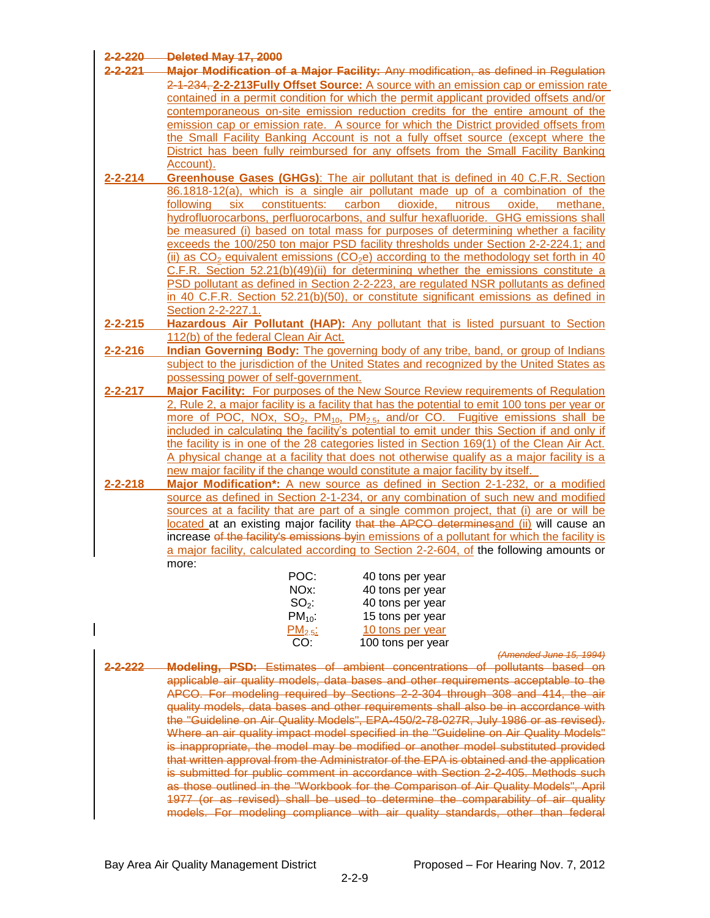~~**2-2-220 Deleted May 17, 2000**~~

~~**2-2-221 Major Modification of a Major Facility:** Any modification, as defined in Regulation 2-1-234,~~ **2-2-213 Fully Offset Source:** A source with an emission cap or emission rate contained in a permit condition for which the permit applicant provided offsets and/or contemporaneous on-site emission reduction credits for the entire amount of the emission cap or emission rate. A source for which the District provided offsets from the Small Facility Banking Account is not a fully offset source (except where the District has been fully reimbursed for any offsets from the Small Facility Banking Account).

**2-2-214 Greenhouse Gases (GHGs)**: The air pollutant that is defined in 40 C.F.R. Section 86.1818-12(a), which is a single air pollutant made up of a combination of the following six constituents: carbon dioxide, nitrous oxide, methane, hydrofluorocarbons, perfluorocarbons, and sulfur hexafluoride. GHG emissions shall be measured (i) based on total mass for purposes of determining whether a facility exceeds the 100/250 ton major PSD facility thresholds under Section 2-2-224.1; and (ii) as $CO_2$ equivalent emissions ($CO_2e$) according to the methodology set forth in 40 C.F.R. Section 52.21(b)(49)(ii) for determining whether the emissions constitute a PSD pollutant as defined in Section 2-2-223, are regulated NSR pollutants as defined in 40 C.F.R. Section 52.21(b)(50), or constitute significant emissions as defined in Section 2-2-227.1.

**2-2-215 Hazardous Air Pollutant (HAP):** Any pollutant that is listed pursuant to Section 112(b) of the federal Clean Air Act.

**2-2-216 Indian Governing Body:** The governing body of any tribe, band, or group of Indians subject to the jurisdiction of the United States and recognized by the United States as possessing power of self-government.

**2-2-217 Major Facility:** For purposes of the New Source Review requirements of Regulation 2, Rule 2, a major facility is a facility that has the potential to emit 100 tons per year or more of POC, NOx, $SO_2$, $PM_{10}$, $PM_{2.5}$, and/or CO. Fugitive emissions shall be included in calculating the facility's potential to emit under this Section if and only if the facility is in one of the 28 categories listed in Section 169(1) of the Clean Air Act. A physical change at a facility that does not otherwise qualify as a major facility is a new major facility if the change would constitute a major facility by itself.

**2-2-218 Major Modification*:** A new source as defined in Section 2-1-232, or a modified source as defined in Section 2-1-234, or any combination of such new and modified sources at a facility that are part of a single common project, that (i) are or will be located at an existing major facility ~~that the APCO determines~~and (ii) will cause an increase ~~of the facility's emissions by~~in emissions of a pollutant for which the facility is a major facility, calculated according to Section 2-2-604, of the following amounts or more:

| | |
|---|---|
| POC: | 40 tons per year |
| NOx: | 40 tons per year |
| $SO_2$: | 40 tons per year |
| $PM_{10}$: | 15 tons per year |
| $PM_{2.5}$: | 10 tons per year |
| CO: | 100 tons per year |

~~*(Amended June 15, 1994)*~~

~~**2-2-222 Modeling, PSD:** Estimates of ambient concentrations of pollutants based on applicable air quality models, data bases and other requirements acceptable to the APCO. For modeling required by Sections 2-2-304 through 308 and 414, the air quality models, data bases and other requirements shall also be in accordance with the "Guideline on Air Quality Models", EPA-450/2-78-027R, July 1986 or as revised). Where an air quality impact model specified in the "Guideline on Air Quality Models" is inappropriate, the model may be modified or another model substituted provided that written approval from the Administrator of the EPA is obtained and the application is submitted for public comment in accordance with Section 2-2-405. Methods such as those outlined in the "Workbook for the Comparison of Air Quality Models", April 1977 (or as revised) shall be used to determine the comparability of air quality models. For modeling compliance with air quality standards, other than federal~~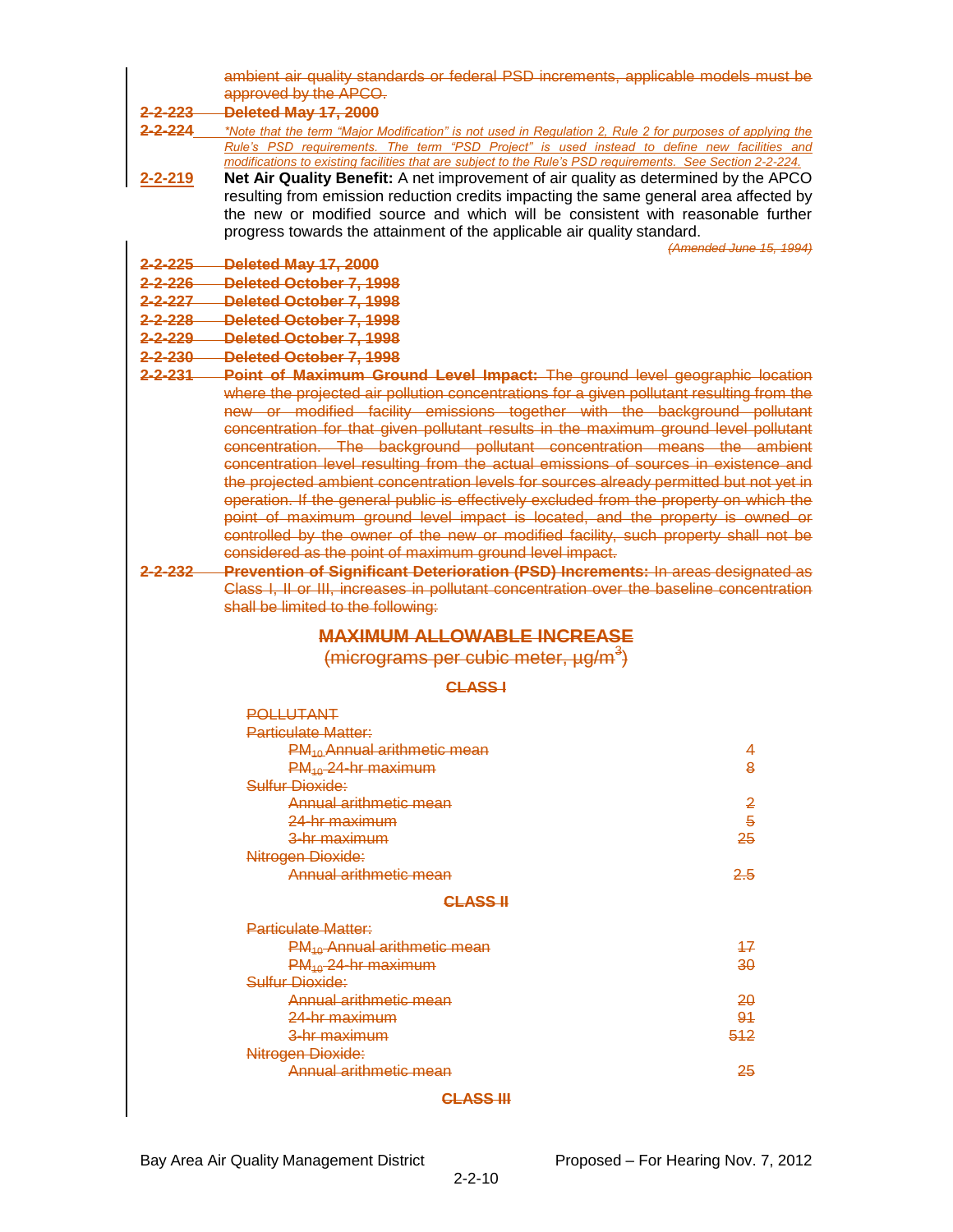ambient air quality standards or federal PSD increments, applicable models must be approved by the APCO.

**2-2-223 Deleted May 17, 2000**

**2-2-224** *\*Note that the term "Major Modification" is not used in Regulation 2, Rule 2 for purposes of applying the Rule's PSD requirements. The term "PSD Project" is used instead to define new facilities and modifications to existing facilities that are subject to the Rule's PSD requirements. See Section 2-2-224.*

**2-2-219 Net Air Quality Benefit:** A net improvement of air quality as determined by the APCO resulting from emission reduction credits impacting the same general area affected by the new or modified source and which will be consistent with reasonable further progress towards the attainment of the applicable air quality standard.

*(Amended June 15, 1994)*

**2-2-225 Deleted May 17, 2000**

**2-2-226 Deleted October 7, 1998**

**2-2-227 Deleted October 7, 1998**

**2-2-228 Deleted October 7, 1998**

**2-2-229 Deleted October 7, 1998**

**2-2-230 Deleted October 7, 1998**

**2-2-231 Point of Maximum Ground Level Impact:** The ground level geographic location where the projected air pollution concentrations for a given pollutant resulting from the new or modified facility emissions together with the background pollutant concentration for that given pollutant results in the maximum ground level pollutant concentration. The background pollutant concentration means the ambient concentration level resulting from the actual emissions of sources in existence and the projected ambient concentration levels for sources already permitted but not yet in operation. If the general public is effectively excluded from the property on which the point of maximum ground level impact is located, and the property is owned or controlled by the owner of the new or modified facility, such property shall not be considered as the point of maximum ground level impact.

**2-2-232 Prevention of Significant Deterioration (PSD) Increments:** In areas designated as Class I, II or III, increases in pollutant concentration over the baseline concentration shall be limited to the following:

**MAXIMUM ALLOWABLE INCREASE**

(micrograms per cubic meter, $\mu g/m^3$)

**CLASS I**

| POLLUTANT | |
|---|---|
| Particulate Matter: | |
| $PM_{10}$ Annual arithmetic mean | 4 |
| $PM_{10}$ 24-hr maximum | 8 |
| Sulfur Dioxide: | |
| Annual arithmetic mean | 2 |
| 24-hr maximum | 5 |
| 3-hr maximum | 25 |
| Nitrogen Dioxide: | |
| Annual arithmetic mean | 2.5 |

**CLASS II**

| POLLUTANT | |
|---|---|
| Particulate Matter: | |
| $PM_{10}$ Annual arithmetic mean | 17 |
| $PM_{10}$ 24-hr maximum | 30 |
| Sulfur Dioxide: | |
| Annual arithmetic mean | 20 |
| 24-hr maximum | 91 |
| 3-hr maximum | 512 |
| Nitrogen Dioxide: | |
| Annual arithmetic mean | 25 |

**CLASS III**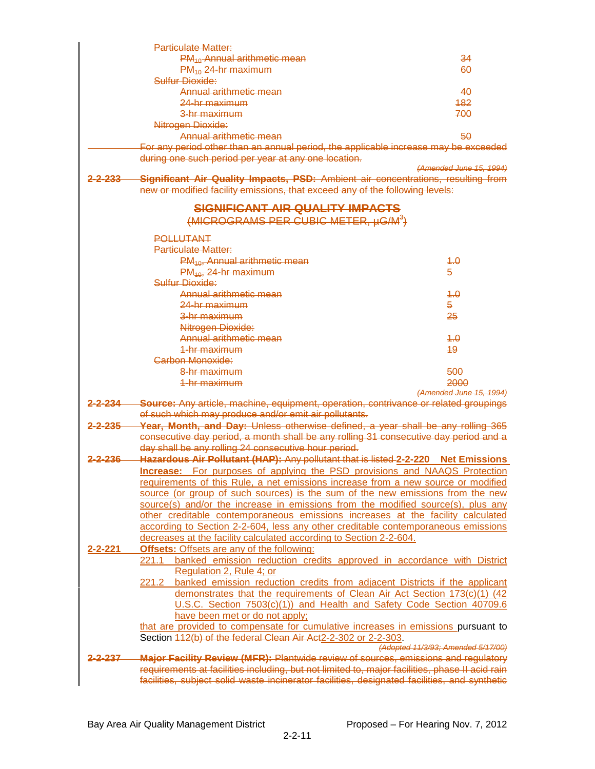~~Particulate Matter:~~

| | |
|---|---|
| ~~$PM_{10}$ Annual arithmetic mean~~ | ~~34~~ |
| ~~$PM_{10}$ 24-hr maximum~~ | ~~60~~ |
| ~~Sulfur Dioxide:~~ | |
| ~~Annual arithmetic mean~~ | ~~40~~ |
| ~~24-hr maximum~~ | ~~182~~ |
| ~~3-hr maximum~~ | ~~700~~ |
| ~~Nitrogen Dioxide:~~ | |
| ~~Annual arithmetic mean~~ | ~~50~~ |

~~For any period other than an annual period, the applicable increase may be exceeded during one such period per year at any one location.~~

~~*(Amended June 15, 1994)*~~

~~**2-2-233 Significant Air Quality Impacts, PSD:** Ambient air concentrations, resulting from new or modified facility emissions, that exceed any of the following levels:~~

~~**SIGNIFICANT AIR QUALITY IMPACTS**~~
~~(MICROGRAMS PER CUBIC METER, µG/M$^3$)~~

| ~~POLLUTANT~~ | |
|---|---|
| ~~Particulate Matter:~~ | |
| ~~$PM_{10}$, Annual arithmetic mean~~ | ~~1.0~~ |
| ~~$PM_{10}$, 24-hr maximum~~ | ~~5~~ |
| ~~Sulfur Dioxide:~~ | |
| ~~Annual arithmetic mean~~ | ~~1.0~~ |
| ~~24-hr maximum~~ | ~~5~~ |
| ~~3-hr maximum~~ | ~~25~~ |
| ~~Nitrogen Dioxide:~~ | |
| ~~Annual arithmetic mean~~ | ~~1.0~~ |
| ~~1-hr maximum~~ | ~~19~~ |
| ~~Carbon Monoxide:~~ | |
| ~~8-hr maximum~~ | ~~500~~ |
| ~~1-hr maximum~~ | ~~2000~~ |

~~*(Amended June 15, 1994)*~~

~~**2-2-234 Source:** Any article, machine, equipment, operation, contrivance or related groupings of such which may produce and/or emit air pollutants.~~

~~**2-2-235 Year, Month, and Day:** Unless otherwise defined, a year shall be any rolling 365 consecutive day period, a month shall be any rolling 31 consecutive day period and a day shall be any rolling 24 consecutive hour period.~~

~~**2-2-236 Hazardous Air Pollutant (HAP):** Any pollutant that is listed~~ **2-2-220 Net Emissions Increase:** For purposes of applying the PSD provisions and NAAQS Protection requirements of this Rule, a net emissions increase from a new source or modified source (or group of such sources) is the sum of the new emissions from the new source(s) and/or the increase in emissions from the modified source(s), plus any other creditable contemporaneous emissions increases at the facility calculated according to Section 2-2-604, less any other creditable contemporaneous emissions decreases at the facility calculated according to Section 2-2-604.

**2-2-221 Offsets:** Offsets are any of the following:

221.1 banked emission reduction credits approved in accordance with District Regulation 2, Rule 4; or

221.2 banked emission reduction credits from adjacent Districts if the applicant demonstrates that the requirements of Clean Air Act Section 173(c)(1) (42 U.S.C. Section 7503(c)(1)) and Health and Safety Code Section 40709.6 have been met or do not apply;

that are provided to compensate for cumulative increases in emissions pursuant to Section ~~112(b) of the federal Clean Air Act~~2-2-302 or 2-2-303.

*(Adopted 11/3/93; Amended 5/17/00)*

~~**2-2-237 Major Facility Review (MFR):** Plantwide review of sources, emissions and regulatory requirements at facilities including, but not limited to, major facilities, phase II acid rain facilities, subject solid waste incinerator facilities, designated facilities, and synthetic~~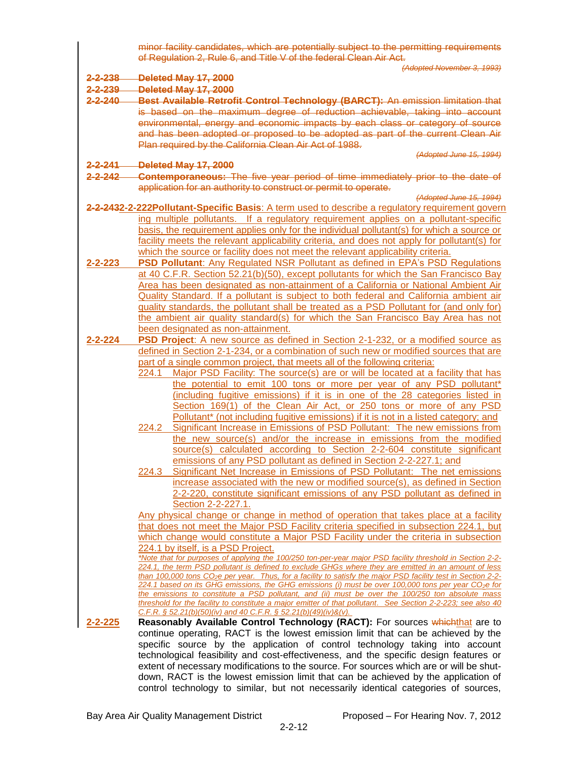~~minor facility candidates, which are potentially subject to the permitting requirements of Regulation 2, Rule 6, and Title V of the federal Clean Air Act.~~

~~*(Adopted November 3, 1993)*~~

~~**2-2-238 Deleted May 17, 2000**~~

~~**2-2-239 Deleted May 17, 2000**~~

~~**2-2-240 Best Available Retrofit Control Technology (BARCT):** An emission limitation that is based on the maximum degree of reduction achievable, taking into account environmental, energy and economic impacts by each class or category of source and has been adopted or proposed to be adopted as part of the current Clean Air Plan required by the California Clean Air Act of 1988.~~

~~*(Adopted June 15, 1994)*~~

~~**2-2-241 Deleted May 17, 2000**~~

~~**2-2-242 Contemporaneous:** The five year period of time immediately prior to the date of application for an authority to construct or permit to operate.~~

~~*(Adopted June 15, 1994)*~~

**~~2-2-243~~2-2-222 Pollutant-Specific Basis**: A term used to describe a regulatory requirement governing multiple pollutants. If a regulatory requirement applies on a pollutant-specific basis, the requirement applies only for the individual pollutant(s) for which a source or facility meets the relevant applicability criteria, and does not apply for pollutant(s) for which the source or facility does not meet the relevant applicability criteria.

**2-2-223 PSD Pollutant**: Any Regulated NSR Pollutant as defined in EPA's PSD Regulations at 40 C.F.R. Section 52.21(b)(50), except pollutants for which the San Francisco Bay Area has been designated as non-attainment of a California or National Ambient Air Quality Standard. If a pollutant is subject to both federal and California ambient air quality standards, the pollutant shall be treated as a PSD Pollutant for (and only for) the ambient air quality standard(s) for which the San Francisco Bay Area has not been designated as non-attainment.

**2-2-224 PSD Project**: A new source as defined in Section 2-1-232, or a modified source as defined in Section 2-1-234, or a combination of such new or modified sources that are part of a single common project, that meets all of the following criteria:

224.1 Major PSD Facility: The source(s) are or will be located at a facility that has the potential to emit 100 tons or more per year of any PSD pollutant* (including fugitive emissions) if it is in one of the 28 categories listed in Section 169(1) of the Clean Air Act, or 250 tons or more of any PSD Pollutant* (not including fugitive emissions) if it is not in a listed category; and

224.2 Significant Increase in Emissions of PSD Pollutant: The new emissions from the new source(s) and/or the increase in emissions from the modified source(s) calculated according to Section 2-2-604 constitute significant emissions of any PSD pollutant as defined in Section 2-2-227.1; and

224.3 Significant Net Increase in Emissions of PSD Pollutant: The net emissions increase associated with the new or modified source(s), as defined in Section 2-2-220, constitute significant emissions of any PSD pollutant as defined in Section 2-2-227.1.

Any physical change or change in method of operation that takes place at a facility that does not meet the Major PSD Facility criteria specified in subsection 224.1, but which change would constitute a Major PSD Facility under the criteria in subsection 224.1 by itself, is a PSD Project.

*\*Note that for purposes of applying the 100/250 ton-per-year major PSD facility threshold in Section 2-2-224.1, the term PSD pollutant is defined to exclude GHGs where they are emitted in an amount of less than 100,000 tons $CO_2e$ per year. Thus, for a facility to satisfy the major PSD facility test in Section 2-2-224.1 based on its GHG emissions, the GHG emissions (i) must be over 100,000 tons per year $CO_2e$ for the emissions to constitute a PSD pollutant, and (ii) must be over the 100/250 ton absolute mass threshold for the facility to constitute a major emitter of that pollutant. See Section 2-2-223; see also 40 C.F.R. § 52.21(b)(50)(iv) and 40 C.F.R. § 52.21(b)(49)(iv)&(v).*

**2-2-225 Reasonably Available Control Technology (RACT):** For sources ~~which~~that are to continue operating, RACT is the lowest emission limit that can be achieved by the specific source by the application of control technology taking into account technological feasibility and cost-effectiveness, and the specific design features or extent of necessary modifications to the source. For sources which are or will be shut-down, RACT is the lowest emission limit that can be achieved by the application of control technology to similar, but not necessarily identical categories of sources,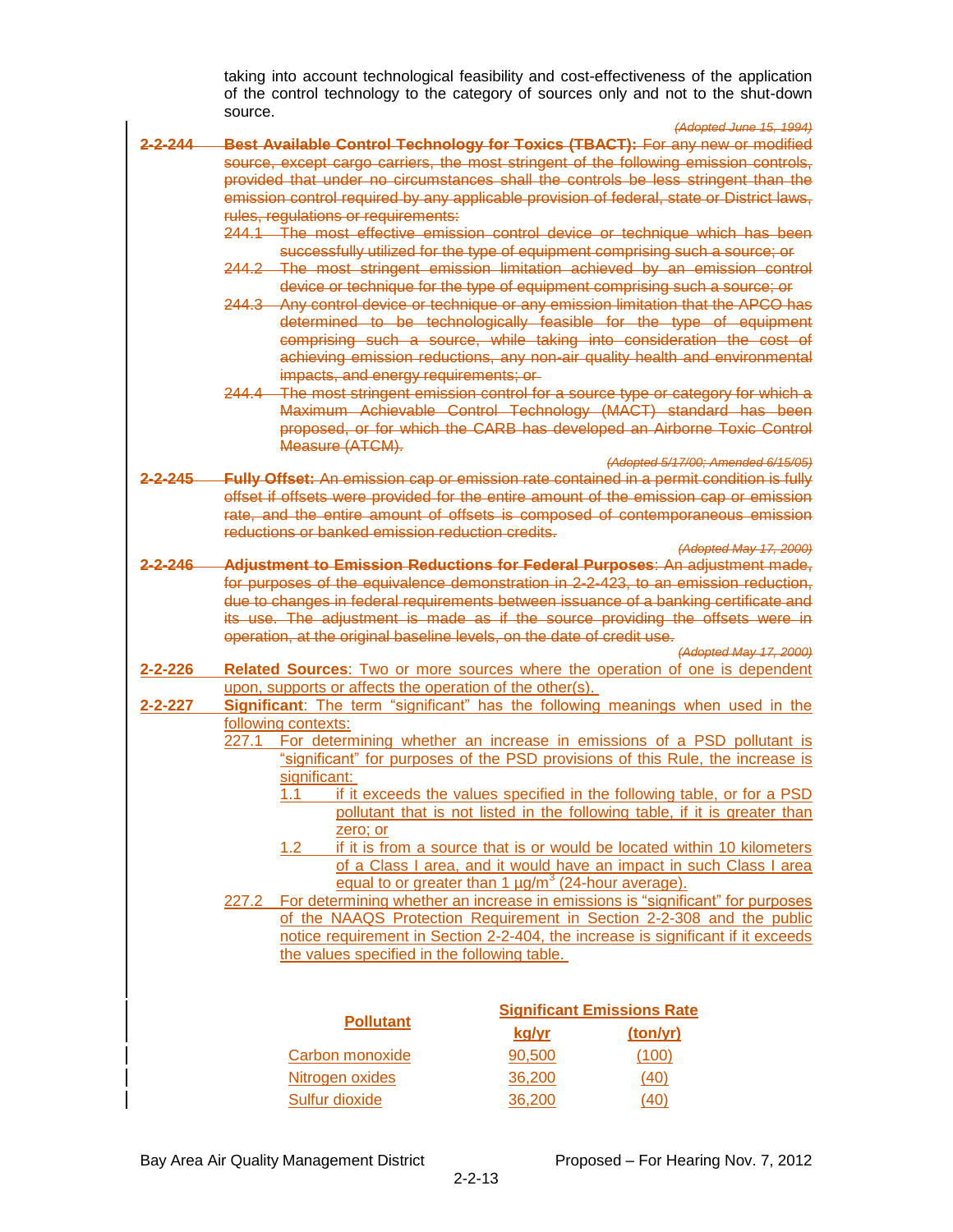taking into account technological feasibility and cost-effectiveness of the application of the control technology to the category of sources only and not to the shut-down source.

*(Adopted June 15, 1994)*

~~**2-2-244 Best Available Control Technology for Toxics (TBACT):** For any new or modified source, except cargo carriers, the most stringent of the following emission controls, provided that under no circumstances shall the controls be less stringent than the emission control required by any applicable provision of federal, state or District laws, rules, regulations or requirements:~~

~~244.1 The most effective emission control device or technique which has been successfully utilized for the type of equipment comprising such a source; or~~

~~244.2 The most stringent emission limitation achieved by an emission control device or technique for the type of equipment comprising such a source; or~~

~~244.3 Any control device or technique or any emission limitation that the APCO has determined to be technologically feasible for the type of equipment comprising such a source, while taking into consideration the cost of achieving emission reductions, any non-air quality health and environmental impacts, and energy requirements; or~~

~~244.4 The most stringent emission control for a source type or category for which a Maximum Achievable Control Technology (MACT) standard has been proposed, or for which the CARB has developed an Airborne Toxic Control Measure (ATCM).~~

~~*(Adopted 5/17/00; Amended 6/15/05)*~~

~~**2-2-245 Fully Offset:** An emission cap or emission rate contained in a permit condition is fully offset if offsets were provided for the entire amount of the emission cap or emission rate, and the entire amount of offsets is composed of contemporaneous emission reductions or banked emission reduction credits.~~

~~*(Adopted May 17, 2000)*~~

~~**2-2-246 Adjustment to Emission Reductions for Federal Purposes**: An adjustment made, for purposes of the equivalence demonstration in 2-2-423, to an emission reduction, due to changes in federal requirements between issuance of a banking certificate and its use. The adjustment is made as if the source providing the offsets were in operation, at the original baseline levels, on the date of credit use.~~

~~*(Adopted May 17, 2000)*~~

**2-2-226 Related Sources**: Two or more sources where the operation of one is dependent upon, supports or affects the operation of the other(s).

**2-2-227 Significant**: The term "significant" has the following meanings when used in the following contexts:

227.1 For determining whether an increase in emissions of a PSD pollutant is "significant" for purposes of the PSD provisions of this Rule, the increase is significant:

1.1 if it exceeds the values specified in the following table, or for a PSD pollutant that is not listed in the following table, if it is greater than zero; or

1.2 if it is from a source that is or would be located within 10 kilometers of a Class I area, and it would have an impact in such Class I area equal to or greater than 1 µg/m$^3$ (24-hour average).

227.2 For determining whether an increase in emissions is "significant" for purposes of the NAAQS Protection Requirement in Section 2-2-308 and the public notice requirement in Section 2-2-404, the increase is significant if it exceeds the values specified in the following table.

| Pollutant | Significant Emissions Rate | |
|---|---|---|
| | **kg/yr** | **(ton/yr)** |
| Carbon monoxide | 90,500 | (100) |
| Nitrogen oxides | 36,200 | (40) |
| Sulfur dioxide | 36,200 | (40) |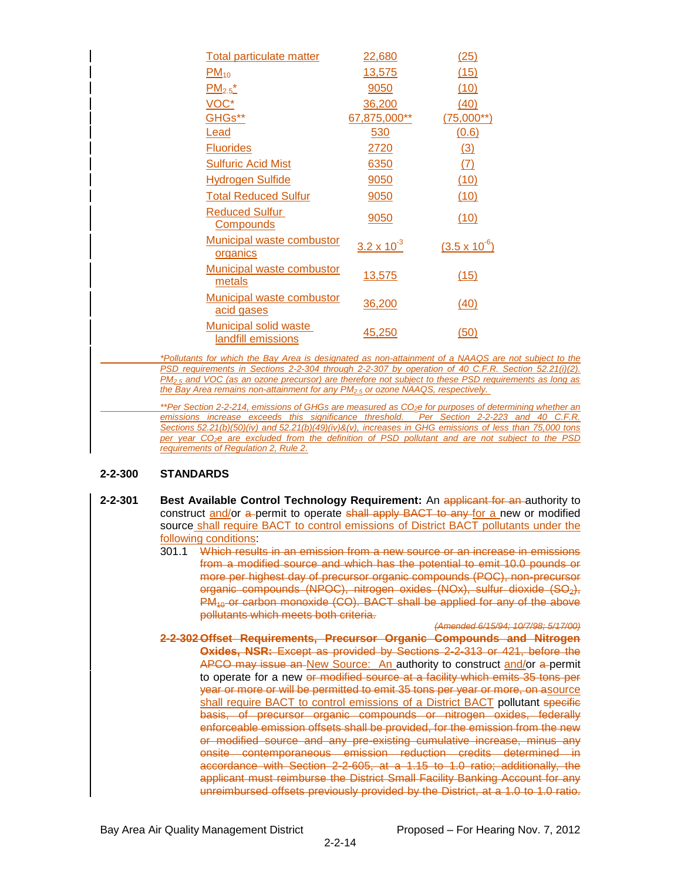| Total particulate matter | 22,680 | (25) |
|---|---|---|
| $PM_{10}$ | 13,575 | (15) |
| $PM_{2.5}$* | 9050 | (10) |
| VOC* | 36,200 | (40) |
| GHGs** | 67,875,000** | (75,000**) |
| Lead | 530 | (0.6) |
| Fluorides | 2720 | (3) |
| Sulfuric Acid Mist | 6350 | (7) |
| Hydrogen Sulfide | 9050 | (10) |
| Total Reduced Sulfur | 9050 | (10) |
| Reduced Sulfur Compounds | 9050 | (10) |
| Municipal waste combustor organics | $3.2 \times 10^{-3}$ | ($3.5 \times 10^{-6}$) |
| Municipal waste combustor metals | 13,575 | (15) |
| Municipal waste combustor acid gases | 36,200 | (40) |
| Municipal solid waste landfill emissions | 45,250 | (50) |

*\*Pollutants for which the Bay Area is designated as non-attainment of a NAAQS are not subject to the PSD requirements in Sections 2-2-304 through 2-2-307 by operation of 40 C.F.R. Section 52.21(i)(2). $PM_{2.5}$ and VOC (as an ozone precursor) are therefore not subject to these PSD requirements as long as the Bay Area remains non-attainment for any $PM_{2.5}$ or ozone NAAQS, respectively.*

*\*\*Per Section 2-2-214, emissions of GHGs are measured as $CO_2e$ for purposes of determining whether an emissions increase exceeds this significance threshold. Per Section 2-2-223 and 40 C.F.R. Sections 52.21(b)(50)(iv) and 52.21(b)(49)(iv)&(v), increases in GHG emissions of less than 75,000 tons per year $CO_2e$ are excluded from the definition of PSD pollutant and are not subject to the PSD requirements of Regulation 2, Rule 2.*

## 2-2-300 STANDARDS

**2-2-301 Best Available Control Technology Requirement:** An ~~applicant for an~~ authority to construct and/or ~~a~~ permit to operate ~~shall apply BACT to any~~ for a new or modified source shall require BACT to control emissions of District BACT pollutants under the following conditions:

301.1 ~~Which results in an emission from a new source or an increase in emissions from a modified source and which has the potential to emit 10.0 pounds or more per highest day of precursor organic compounds (POC), non-precursor organic compounds (NPOC), nitrogen oxides (NOx), sulfur dioxide ($SO_2$), $PM_{10}$ or carbon monoxide (CO). BACT shall be applied for any of the above pollutants which meets both criteria.~~

~~*(Amended 6/15/94; 10/7/98; 5/17/00)*~~

~~**2-2-302 Offset Requirements, Precursor Organic Compounds and Nitrogen Oxides, NSR:**~~ ~~Except as provided by Sections 2-2-313 or 421, before the APCO may issue an~~ New Source: An authority to construct and/or ~~a~~ permit to operate for a new ~~or modified source at a facility which emits 35 tons per year or more or will be permitted to emit 35 tons per year or more, on a~~source shall require BACT to control emissions of a District BACT pollutant ~~specific basis, of precursor organic compounds or nitrogen oxides, federally enforceable emission offsets shall be provided, for the emission from the new or modified source and any pre-existing cumulative increase, minus any onsite contemporaneous emission reduction credits determined in accordance with Section 2-2-605, at a 1.15 to 1.0 ratio; additionally, the applicant must reimburse the District Small Facility Banking Account for any unreimbursed offsets previously provided by the District, at a 1.0 to 1.0 ratio.~~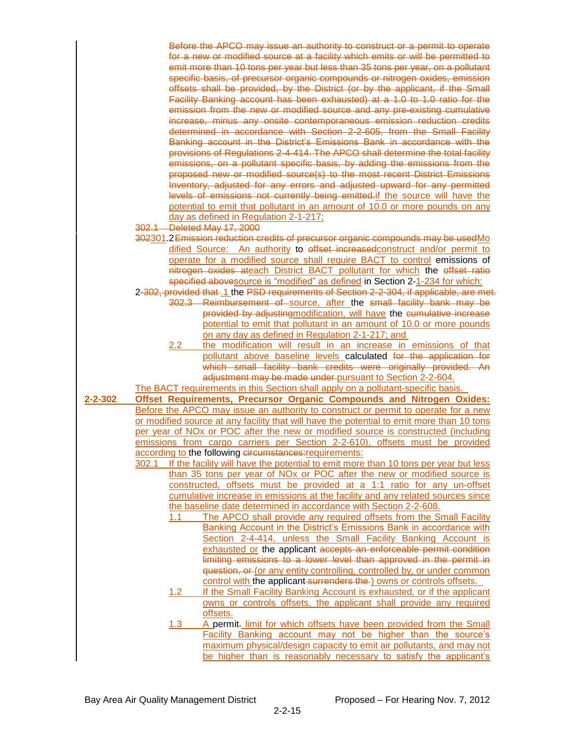Before the APCO may issue an authority to construct or a permit to operate for a new or modified source at a facility which emits or will be permitted to emit more than 10 tons per year but less than 35 tons per year, on a pollutant specific basis, of precursor organic compounds or nitrogen oxides, emission offsets shall be provided, by the District (or by the applicant, if the Small Facility Banking account has been exhausted) at a 1.0 to 1.0 ratio for the emission from the new or modified source and any pre-existing cumulative increase, minus any onsite contemporaneous emission reduction credits determined in accordance with Section 2-2-605, from the Small Facility Banking account in the District's Emissions Bank in accordance with the provisions of Regulations 2-4-414. The APCO shall determine the total facility emissions, on a pollutant specific basis, by adding the emissions from the proposed new or modified source(s) to the most recent District Emissions Inventory, adjusted for any errors and adjusted upward for any permitted levels of emissions not currently being emitted.if the source will have the potential to emit that pollutant in an amount of 10.0 or more pounds on any day as defined in Regulation 2-1-217;

302.1 Deleted May 17, 2000

302301.2 Emission reduction credits of precursor organic compounds may be usedModified Source: An authority to offset increasedconstruct and/or permit to operate for a modified source shall require BACT to control emissions of nitrogen oxides ateach District BACT pollutant for which the offset ratio specified abovesource is "modified" as defined in Section 2-1-234 for which:

2-302, provided that .1 the PSD requirements of Section 2-2-304, if applicable, are met.

302.3 Reimbursement of source, after the small facility bank may be provided by adjustingmodification, will have the cumulative increase potential to emit that pollutant in an amount of 10.0 or more pounds on any day as defined in Regulation 2-1-217; and

2.2 the modification will result in an increase in emissions of that pollutant above baseline levels calculated for the application for which small facility bank credits were originally provided. An adjustment may be made under pursuant to Section 2-2-604.

The BACT requirements in this Section shall apply on a pollutant-specific basis.

**2-2-302 Offset Requirements, Precursor Organic Compounds and Nitrogen Oxides:** Before the APCO may issue an authority to construct or permit to operate for a new or modified source at any facility that will have the potential to emit more than 10 tons per year of NOx or POC after the new or modified source is constructed (including emissions from cargo carriers per Section 2-2-610), offsets must be provided according to the following circumstances:requirements:

302.1 If the facility will have the potential to emit more than 10 tons per year but less than 35 tons per year of NOx or POC after the new or modified source is constructed, offsets must be provided at a 1:1 ratio for any un-offset cumulative increase in emissions at the facility and any related sources since the baseline date determined in accordance with Section 2-2-608.

1.1 The APCO shall provide any required offsets from the Small Facility Banking Account in the District's Emissions Bank in accordance with Section 2-4-414, unless the Small Facility Banking Account is exhausted or the applicant accepts an enforceable permit condition limiting emissions to a lower level than approved in the permit in question, or (or any entity controlling, controlled by, or under common control with the applicant surrenders the ) owns or controls offsets.

1.2 If the Small Facility Banking Account is exhausted, or if the applicant owns or controls offsets, the applicant shall provide any required offsets.

1.3 A permit, limit for which offsets have been provided from the Small Facility Banking account may not be higher than the source's maximum physical/design capacity to emit air pollutants, and may not be higher than is reasonably necessary to satisfy the applicant's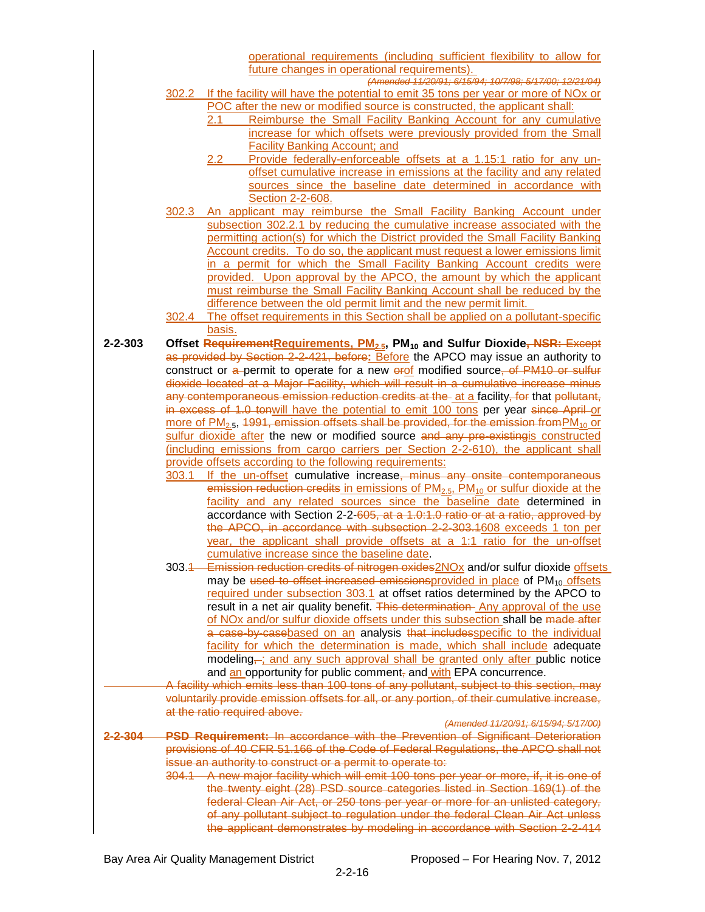operational requirements (including sufficient flexibility to allow for future changes in operational requirements).

*(Amended 11/20/91; 6/15/94; 10/7/98; 5/17/00; 12/21/04)*

302.2 If the facility will have the potential to emit 35 tons per year or more of NOx or POC after the new or modified source is constructed, the applicant shall:

2.1 Reimburse the Small Facility Banking Account for any cumulative increase for which offsets were previously provided from the Small Facility Banking Account; and

2.2 Provide federally-enforceable offsets at a 1.15:1 ratio for any un-offset cumulative increase in emissions at the facility and any related sources since the baseline date determined in accordance with Section 2-2-608.

302.3 An applicant may reimburse the Small Facility Banking Account under subsection 302.2.1 by reducing the cumulative increase associated with the permitting action(s) for which the District provided the Small Facility Banking Account credits. To do so, the applicant must request a lower emissions limit in a permit for which the Small Facility Banking Account credits were provided. Upon approval by the APCO, the amount by which the applicant must reimburse the Small Facility Banking Account shall be reduced by the difference between the old permit limit and the new permit limit.

302.4 The offset requirements in this Section shall be applied on a pollutant-specific basis.

**2-2-303 Offset RequirementRequirements, $PM_{2.5}$, $PM_{10}$ and Sulfur Dioxide, NSR:** Except as provided by Section 2-2-421, before: Before the APCO may issue an authority to construct or a permit to operate for a new orof modified source, of PM10 or sulfur dioxide located at a Major Facility, which will result in a cumulative increase minus any contemporaneous emission reduction credits at the at a facility, for that pollutant, in excess of 1.0 tonwill have the potential to emit 100 tons per year since April or more of $PM_{2.5}$, 1991, emission offsets shall be provided, for the emission from$PM_{10}$ or sulfur dioxide after the new or modified source and any pre-existingis constructed (including emissions from cargo carriers per Section 2-2-610), the applicant shall provide offsets according to the following requirements:

303.1 If the un-offset cumulative increase, minus any onsite contemporaneous emission reduction credits in emissions of $PM_{2.5}$, $PM_{10}$ or sulfur dioxide at the facility and any related sources since the baseline date determined in accordance with Section 2-2-605, at a 1.0:1.0 ratio or at a ratio, approved by the APCO, in accordance with subsection 2-2-303.1608 exceeds 1 ton per year, the applicant shall provide offsets at a 1:1 ratio for the un-offset cumulative increase since the baseline date.

303.1 Emission reduction credits of nitrogen oxides2NOx and/or sulfur dioxide offsets may be used to offset increased emissionsprovided in place of $PM_{10}$ offsets required under subsection 303.1 at offset ratios determined by the APCO to result in a net air quality benefit. This determination Any approval of the use of NOx and/or sulfur dioxide offsets under this subsection shall be made after a case-by-casebased on an analysis that includesspecific to the individual facility for which the determination is made, which shall include adequate modeling,; and any such approval shall be granted only after public notice and an opportunity for public comment, and with EPA concurrence.

A facility which emits less than 100 tons of any pollutant, subject to this section, may voluntarily provide emission offsets for all, or any portion, of their cumulative increase, at the ratio required above.

*(Amended 11/20/91; 6/15/94; 5/17/00)*

**2-2-304 PSD Requirement:** In accordance with the Prevention of Significant Deterioration provisions of 40 CFR 51.166 of the Code of Federal Regulations, the APCO shall not issue an authority to construct or a permit to operate to:

304.1 A new major facility which will emit 100 tons per year or more, if, it is one of the twenty eight (28) PSD source categories listed in Section 169(1) of the federal Clean Air Act, or 250 tons per year or more for an unlisted category, of any pollutant subject to regulation under the federal Clean Air Act unless the applicant demonstrates by modeling in accordance with Section 2-2-414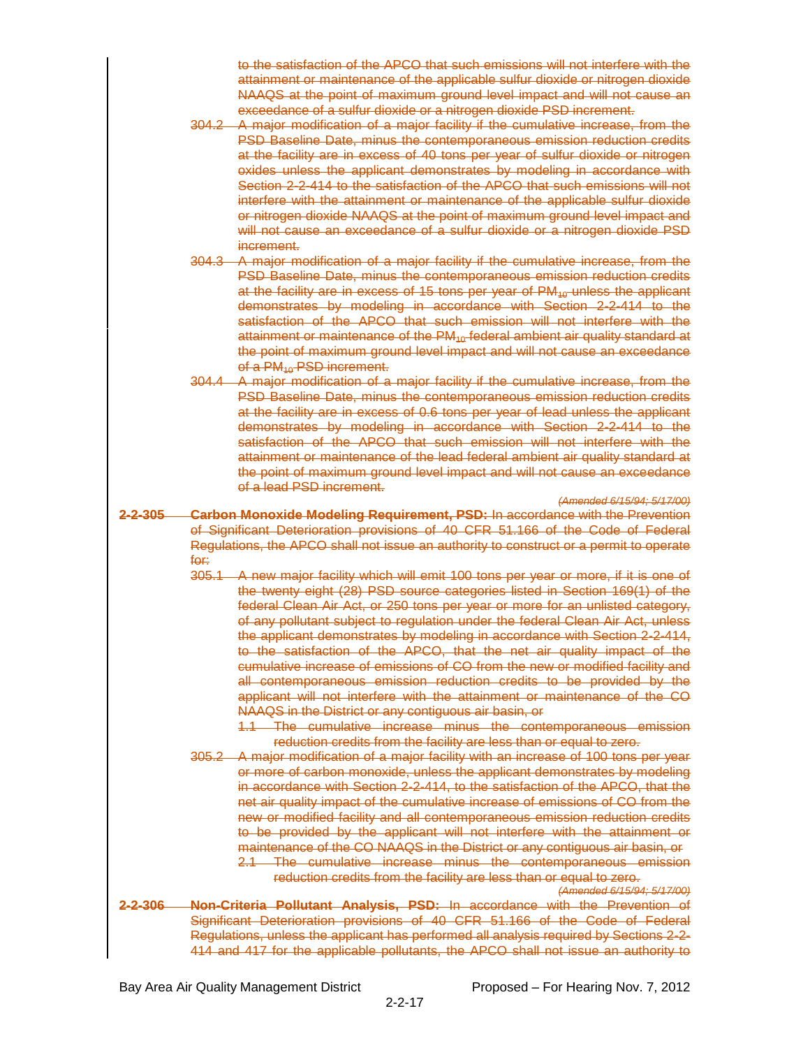~~to the satisfaction of the APCO that such emissions will not interfere with the attainment or maintenance of the applicable sulfur dioxide or nitrogen dioxide NAAQS at the point of maximum ground level impact and will not cause an exceedance of a sulfur dioxide or a nitrogen dioxide PSD increment.~~

~~304.2 A major modification of a major facility if the cumulative increase, from the PSD Baseline Date, minus the contemporaneous emission reduction credits at the facility are in excess of 40 tons per year of sulfur dioxide or nitrogen oxides unless the applicant demonstrates by modeling in accordance with Section 2-2-414 to the satisfaction of the APCO that such emissions will not interfere with the attainment or maintenance of the applicable sulfur dioxide or nitrogen dioxide NAAQS at the point of maximum ground level impact and will not cause an exceedance of a sulfur dioxide or a nitrogen dioxide PSD increment.~~

~~304.3 A major modification of a major facility if the cumulative increase, from the PSD Baseline Date, minus the contemporaneous emission reduction credits at the facility are in excess of 15 tons per year of $PM_{10}$ unless the applicant demonstrates by modeling in accordance with Section 2-2-414 to the satisfaction of the APCO that such emission will not interfere with the attainment or maintenance of the $PM_{10}$ federal ambient air quality standard at the point of maximum ground level impact and will not cause an exceedance of a $PM_{10}$ PSD increment.~~

~~304.4 A major modification of a major facility if the cumulative increase, from the PSD Baseline Date, minus the contemporaneous emission reduction credits at the facility are in excess of 0.6 tons per year of lead unless the applicant demonstrates by modeling in accordance with Section 2-2-414 to the satisfaction of the APCO that such emission will not interfere with the attainment or maintenance of the lead federal ambient air quality standard at the point of maximum ground level impact and will not cause an exceedance of a lead PSD increment.~~

~~*(Amended 6/15/94; 5/17/00)*~~

~~**2-2-305 Carbon Monoxide Modeling Requirement, PSD:** In accordance with the Prevention of Significant Deterioration provisions of 40 CFR 51.166 of the Code of Federal Regulations, the APCO shall not issue an authority to construct or a permit to operate for:~~

~~305.1 A new major facility which will emit 100 tons per year or more, if it is one of the twenty eight (28) PSD source categories listed in Section 169(1) of the federal Clean Air Act, or 250 tons per year or more for an unlisted category, of any pollutant subject to regulation under the federal Clean Air Act, unless the applicant demonstrates by modeling in accordance with Section 2-2-414, to the satisfaction of the APCO, that the net air quality impact of the cumulative increase of emissions of CO from the new or modified facility and all contemporaneous emission reduction credits to be provided by the applicant will not interfere with the attainment or maintenance of the CO NAAQS in the District or any contiguous air basin, or~~

~~1.1 The cumulative increase minus the contemporaneous emission reduction credits from the facility are less than or equal to zero.~~

~~305.2 A major modification of a major facility with an increase of 100 tons per year or more of carbon monoxide, unless the applicant demonstrates by modeling in accordance with Section 2-2-414, to the satisfaction of the APCO, that the net air quality impact of the cumulative increase of emissions of CO from the new or modified facility and all contemporaneous emission reduction credits to be provided by the applicant will not interfere with the attainment or maintenance of the CO NAAQS in the District or any contiguous air basin, or~~

~~2.1 The cumulative increase minus the contemporaneous emission reduction credits from the facility are less than or equal to zero.~~

~~*(Amended 6/15/94; 5/17/00)*~~

~~**2-2-306 Non-Criteria Pollutant Analysis, PSD:** In accordance with the Prevention of Significant Deterioration provisions of 40 CFR 51.166 of the Code of Federal Regulations, unless the applicant has performed all analysis required by Sections 2-2-414 and 417 for the applicable pollutants, the APCO shall not issue an authority to~~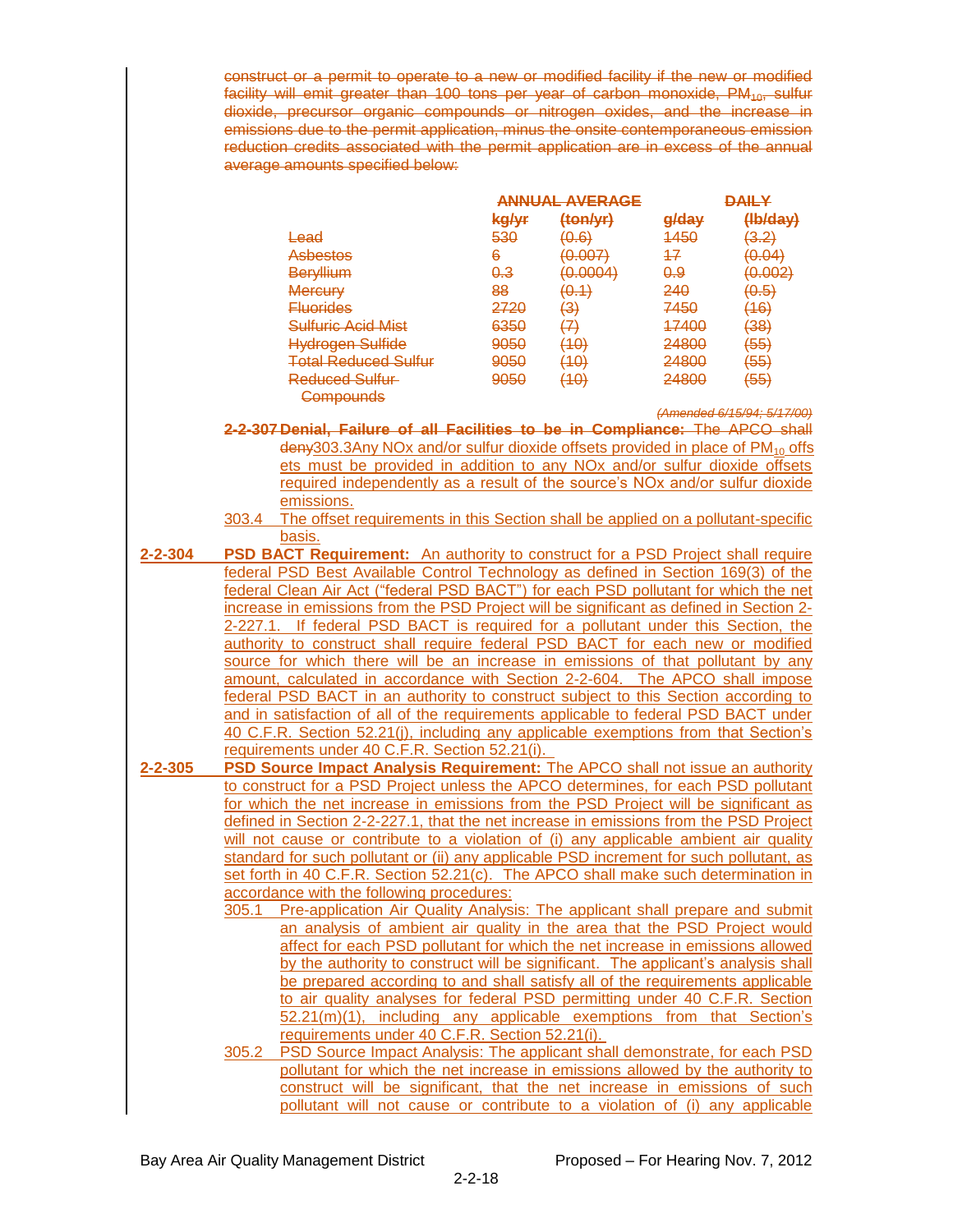construct or a permit to operate to a new or modified facility if the new or modified facility will emit greater than 100 tons per year of carbon monoxide, $PM_{10}$, sulfur dioxide, precursor organic compounds or nitrogen oxides, and the increase in emissions due to the permit application, minus the onsite contemporaneous emission reduction credits associated with the permit application are in excess of the annual average amounts specified below:

| | ANNUAL AVERAGE | | DAILY | |
|---|---|---|---|---|
| | kg/yr | (ton/yr) | g/day | (lb/day) |
| Lead | 530 | (0.6) | 1450 | (3.2) |
| Asbestos | 6 | (0.007) | 17 | (0.04) |
| Beryllium | 0.3 | (0.0004) | 0.9 | (0.002) |
| Mercury | 88 | (0.1) | 240 | (0.5) |
| Fluorides | 2720 | (3) | 7450 | (16) |
| Sulfuric Acid Mist | 6350 | (7) | 17400 | (38) |
| Hydrogen Sulfide | 9050 | (10) | 24800 | (55) |
| Total Reduced Sulfur | 9050 | (10) | 24800 | (55) |
| Reduced Sulfur Compounds | 9050 | (10) | 24800 | (55) |

*(Amended 6/15/94; 5/17/00)*

**2-2-307 Denial, Failure of all Facilities to be in Compliance:** The APCO shall deny303.3Any NOx and/or sulfur dioxide offsets provided in place of $PM_{10}$ offsets must be provided in addition to any NOx and/or sulfur dioxide offsets required independently as a result of the source's NOx and/or sulfur dioxide emissions.

303.4 The offset requirements in this Section shall be applied on a pollutant-specific basis.

**2-2-304 PSD BACT Requirement:** An authority to construct for a PSD Project shall require federal PSD Best Available Control Technology as defined in Section 169(3) of the federal Clean Air Act ("federal PSD BACT") for each PSD pollutant for which the net increase in emissions from the PSD Project will be significant as defined in Section 2-2-227.1. If federal PSD BACT is required for a pollutant under this Section, the authority to construct shall require federal PSD BACT for each new or modified source for which there will be an increase in emissions of that pollutant by any amount, calculated in accordance with Section 2-2-604. The APCO shall impose federal PSD BACT in an authority to construct subject to this Section according to and in satisfaction of all of the requirements applicable to federal PSD BACT under 40 C.F.R. Section 52.21(j), including any applicable exemptions from that Section's requirements under 40 C.F.R. Section 52.21(i).

**2-2-305 PSD Source Impact Analysis Requirement:** The APCO shall not issue an authority to construct for a PSD Project unless the APCO determines, for each PSD pollutant for which the net increase in emissions from the PSD Project will be significant as defined in Section 2-2-227.1, that the net increase in emissions from the PSD Project will not cause or contribute to a violation of (i) any applicable ambient air quality standard for such pollutant or (ii) any applicable PSD increment for such pollutant, as set forth in 40 C.F.R. Section 52.21(c). The APCO shall make such determination in accordance with the following procedures:

305.1 Pre-application Air Quality Analysis: The applicant shall prepare and submit an analysis of ambient air quality in the area that the PSD Project would affect for each PSD pollutant for which the net increase in emissions allowed by the authority to construct will be significant. The applicant's analysis shall be prepared according to and shall satisfy all of the requirements applicable to air quality analyses for federal PSD permitting under 40 C.F.R. Section 52.21(m)(1), including any applicable exemptions from that Section's requirements under 40 C.F.R. Section 52.21(i).

305.2 PSD Source Impact Analysis: The applicant shall demonstrate, for each PSD pollutant for which the net increase in emissions allowed by the authority to construct will be significant, that the net increase in emissions of such pollutant will not cause or contribute to a violation of (i) any applicable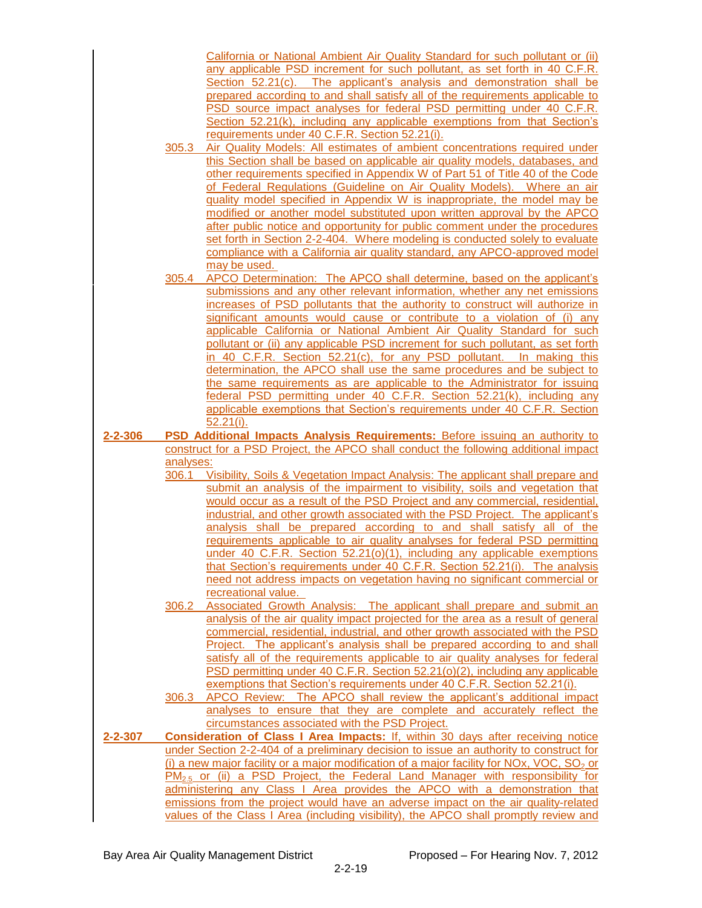California or National Ambient Air Quality Standard for such pollutant or (ii) any applicable PSD increment for such pollutant, as set forth in 40 C.F.R. Section 52.21(c). The applicant's analysis and demonstration shall be prepared according to and shall satisfy all of the requirements applicable to PSD source impact analyses for federal PSD permitting under 40 C.F.R. Section 52.21(k), including any applicable exemptions from that Section's requirements under 40 C.F.R. Section 52.21(i).

305.3 Air Quality Models: All estimates of ambient concentrations required under this Section shall be based on applicable air quality models, databases, and other requirements specified in Appendix W of Part 51 of Title 40 of the Code of Federal Regulations (Guideline on Air Quality Models). Where an air quality model specified in Appendix W is inappropriate, the model may be modified or another model substituted upon written approval by the APCO after public notice and opportunity for public comment under the procedures set forth in Section 2-2-404. Where modeling is conducted solely to evaluate compliance with a California air quality standard, any APCO-approved model may be used.

305.4 APCO Determination: The APCO shall determine, based on the applicant's submissions and any other relevant information, whether any net emissions increases of PSD pollutants that the authority to construct will authorize in significant amounts would cause or contribute to a violation of (i) any applicable California or National Ambient Air Quality Standard for such pollutant or (ii) any applicable PSD increment for such pollutant, as set forth in 40 C.F.R. Section 52.21(c), for any PSD pollutant. In making this determination, the APCO shall use the same procedures and be subject to the same requirements as are applicable to the Administrator for issuing federal PSD permitting under 40 C.F.R. Section 52.21(k), including any applicable exemptions that Section's requirements under 40 C.F.R. Section 52.21(i).

**2-2-306 PSD Additional Impacts Analysis Requirements:** Before issuing an authority to construct for a PSD Project, the APCO shall conduct the following additional impact analyses:

306.1 Visibility, Soils & Vegetation Impact Analysis: The applicant shall prepare and submit an analysis of the impairment to visibility, soils and vegetation that would occur as a result of the PSD Project and any commercial, residential, industrial, and other growth associated with the PSD Project. The applicant's analysis shall be prepared according to and shall satisfy all of the requirements applicable to air quality analyses for federal PSD permitting under 40 C.F.R. Section 52.21(o)(1), including any applicable exemptions that Section's requirements under 40 C.F.R. Section 52.21(i). The analysis need not address impacts on vegetation having no significant commercial or recreational value.

306.2 Associated Growth Analysis: The applicant shall prepare and submit an analysis of the air quality impact projected for the area as a result of general commercial, residential, industrial, and other growth associated with the PSD Project. The applicant's analysis shall be prepared according to and shall satisfy all of the requirements applicable to air quality analyses for federal PSD permitting under 40 C.F.R. Section 52.21(o)(2), including any applicable exemptions that Section's requirements under 40 C.F.R. Section 52.21(i).

306.3 APCO Review: The APCO shall review the applicant's additional impact analyses to ensure that they are complete and accurately reflect the circumstances associated with the PSD Project.

**2-2-307 Consideration of Class I Area Impacts:** If, within 30 days after receiving notice under Section 2-2-404 of a preliminary decision to issue an authority to construct for (i) a new major facility or a major modification of a major facility for NOx, VOC, $SO_2$ or $PM_{2.5}$ or (ii) a PSD Project, the Federal Land Manager with responsibility for administering any Class I Area provides the APCO with a demonstration that emissions from the project would have an adverse impact on the air quality-related values of the Class I Area (including visibility), the APCO shall promptly review and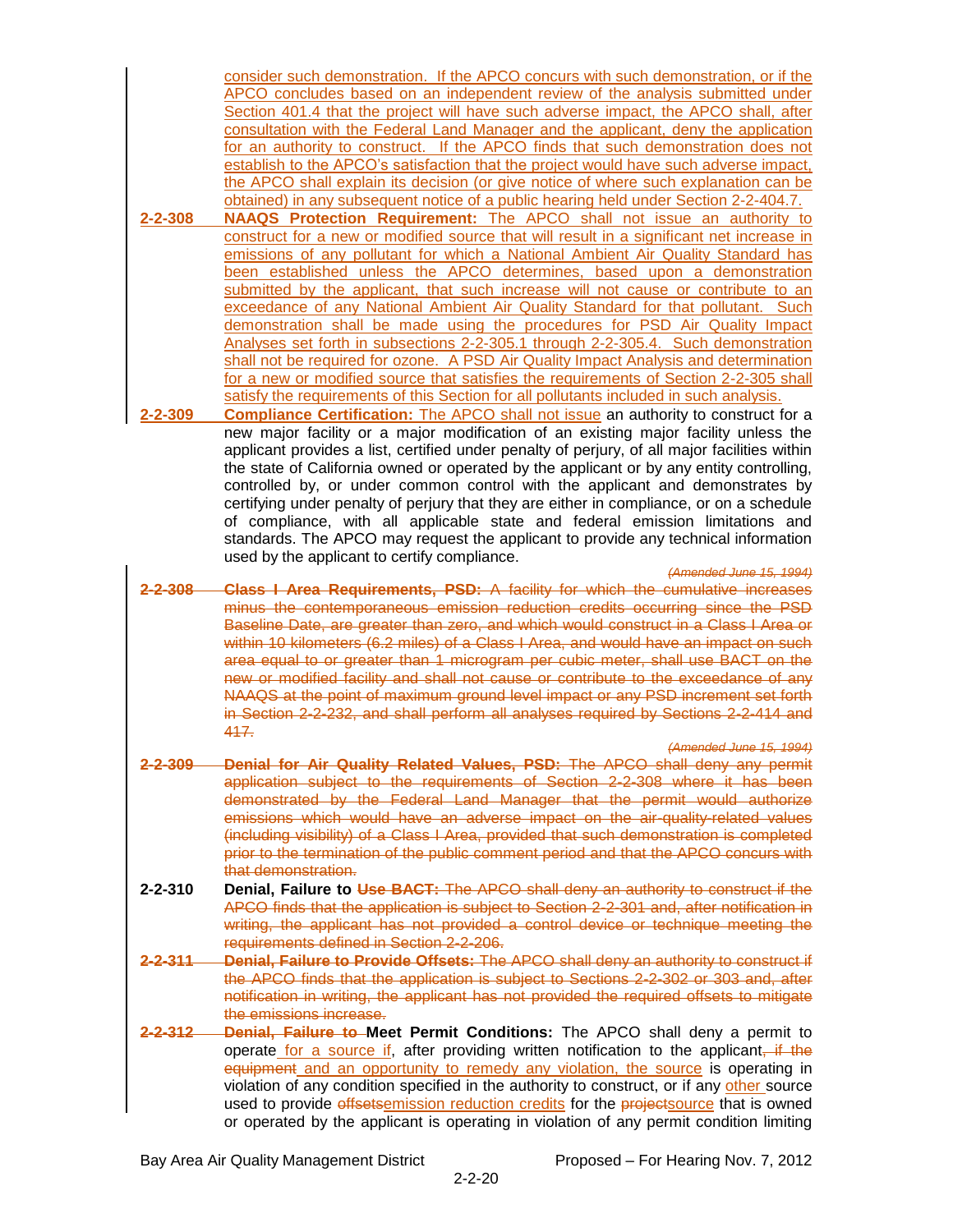consider such demonstration. If the APCO concurs with such demonstration, or if the APCO concludes based on an independent review of the analysis submitted under Section 401.4 that the project will have such adverse impact, the APCO shall, after consultation with the Federal Land Manager and the applicant, deny the application for an authority to construct. If the APCO finds that such demonstration does not establish to the APCO's satisfaction that the project would have such adverse impact, the APCO shall explain its decision (or give notice of where such explanation can be obtained) in any subsequent notice of a public hearing held under Section 2-2-404.7.

**2-2-308 NAAQS Protection Requirement:** The APCO shall not issue an authority to construct for a new or modified source that will result in a significant net increase in emissions of any pollutant for which a National Ambient Air Quality Standard has been established unless the APCO determines, based upon a demonstration submitted by the applicant, that such increase will not cause or contribute to an exceedance of any National Ambient Air Quality Standard for that pollutant. Such demonstration shall be made using the procedures for PSD Air Quality Impact Analyses set forth in subsections 2-2-305.1 through 2-2-305.4. Such demonstration shall not be required for ozone. A PSD Air Quality Impact Analysis and determination for a new or modified source that satisfies the requirements of Section 2-2-305 shall satisfy the requirements of this Section for all pollutants included in such analysis.

**2-2-309 Compliance Certification:** The APCO shall not issue an authority to construct for a new major facility or a major modification of an existing major facility unless the applicant provides a list, certified under penalty of perjury, of all major facilities within the state of California owned or operated by the applicant or by any entity controlling, controlled by, or under common control with the applicant and demonstrates by certifying under penalty of perjury that they are either in compliance, or on a schedule of compliance, with all applicable state and federal emission limitations and standards. The APCO may request the applicant to provide any technical information used by the applicant to certify compliance.

*(Amended June 15, 1994)*

~~**2-2-308 Class I Area Requirements, PSD:** A facility for which the cumulative increases minus the contemporaneous emission reduction credits occurring since the PSD Baseline Date, are greater than zero, and which would construct in a Class I Area or within 10 kilometers (6.2 miles) of a Class I Area, and would have an impact on such area equal to or greater than 1 microgram per cubic meter, shall use BACT on the new or modified facility and shall not cause or contribute to the exceedance of any NAAQS at the point of maximum ground level impact or any PSD increment set forth in Section 2-2-232, and shall perform all analyses required by Sections 2-2-414 and 417.~~

~~*(Amended June 15, 1994)*~~

~~**2-2-309 Denial for Air Quality Related Values, PSD:** The APCO shall deny any permit application subject to the requirements of Section 2-2-308 where it has been demonstrated by the Federal Land Manager that the permit would authorize emissions which would have an adverse impact on the air-quality-related values (including visibility) of a Class I Area, provided that such demonstration is completed prior to the termination of the public comment period and that the APCO concurs with that demonstration.~~

**2-2-310 Denial, Failure to ~~Use BACT:~~** ~~The APCO shall deny an authority to construct if the APCO finds that the application is subject to Section 2-2-301 and, after notification in writing, the applicant has not provided a control device or technique meeting the requirements defined in Section 2-2-206.~~

~~**2-2-311 Denial, Failure to Provide Offsets:** The APCO shall deny an authority to construct if the APCO finds that the application is subject to Sections 2-2-302 or 303 and, after notification in writing, the applicant has not provided the required offsets to mitigate the emissions increase.~~

~~**2-2-312 Denial, Failure to**~~ **Meet Permit Conditions:** The APCO shall deny a permit to operate for a source if, after providing written notification to the applicant, ~~if the equipment~~ and an opportunity to remedy any violation, the source is operating in violation of any condition specified in the authority to construct, or if any other source used to provide ~~offsets~~emission reduction credits for the ~~project~~source that is owned or operated by the applicant is operating in violation of any permit condition limiting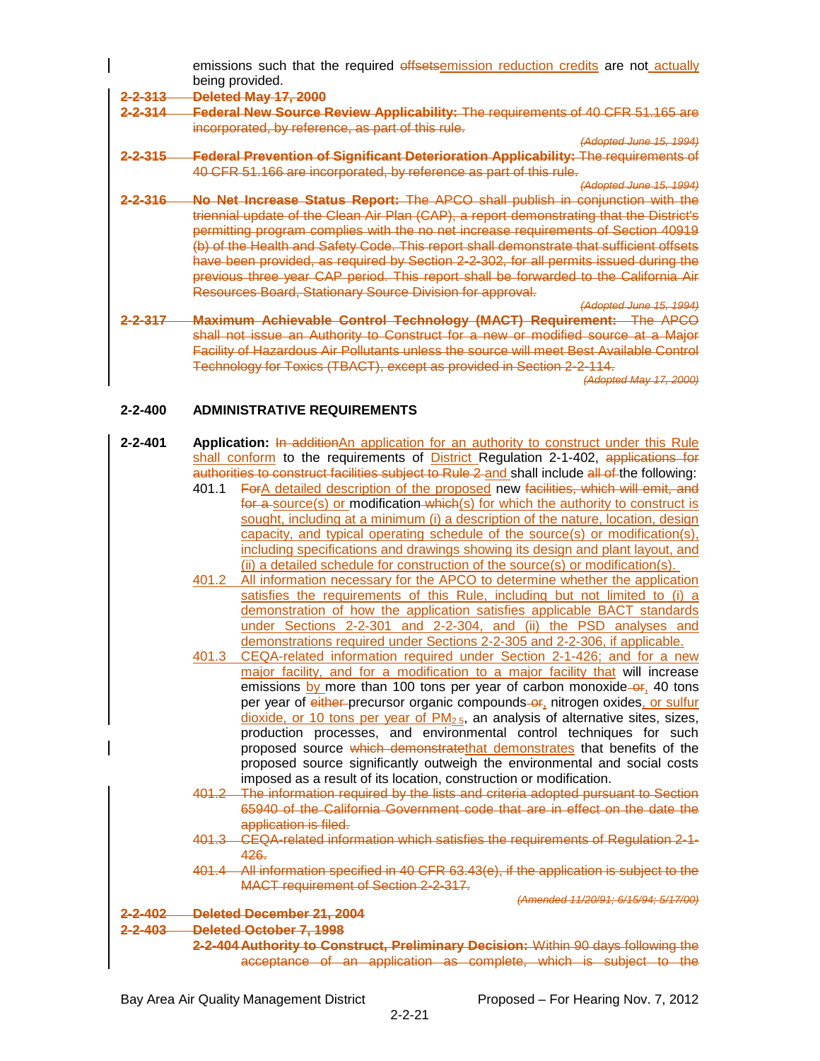emissions such that the required ~~offsets~~emission reduction credits are not actually being provided.

~~**2-2-313 Deleted May 17, 2000**~~

~~**2-2-314 Federal New Source Review Applicability:** The requirements of 40 CFR 51.165 are incorporated, by reference, as part of this rule.~~

~~*(Adopted June 15, 1994)*~~

~~**2-2-315 Federal Prevention of Significant Deterioration Applicability:** The requirements of 40 CFR 51.166 are incorporated, by reference as part of this rule.~~

~~*(Adopted June 15, 1994)*~~

~~**2-2-316 No Net Increase Status Report:** The APCO shall publish in conjunction with the triennial update of the Clean Air Plan (CAP), a report demonstrating that the District's permitting program complies with the no net increase requirements of Section 40919 (b) of the Health and Safety Code. This report shall demonstrate that sufficient offsets have been provided, as required by Section 2-2-302, for all permits issued during the previous three year CAP period. This report shall be forwarded to the California Air Resources Board, Stationary Source Division for approval.~~

~~*(Adopted June 15, 1994)*~~

~~**2-2-317 Maximum Achievable Control Technology (MACT) Requirement:** The APCO shall not issue an Authority to Construct for a new or modified source at a Major Facility of Hazardous Air Pollutants unless the source will meet Best Available Control Technology for Toxics (TBACT), except as provided in Section 2-2-114.~~

~~*(Adopted May 17, 2000)*~~

## 2-2-400 ADMINISTRATIVE REQUIREMENTS

**2-2-401 Application:** ~~In addition~~An application for an authority to construct under this Rule shall conform to the requirements of District Regulation 2-1-402, ~~applications for authorities to construct facilities subject to Rule 2~~ and shall include ~~all of~~ the following:

401.1 ~~For~~A detailed description of the proposed new ~~facilities, which will emit, and for a~~ source(s) or modification~~which~~(s) for which the authority to construct is sought, including at a minimum (i) a description of the nature, location, design capacity, and typical operating schedule of the source(s) or modification(s), including specifications and drawings showing its design and plant layout, and (ii) a detailed schedule for construction of the source(s) or modification(s).

401.2 All information necessary for the APCO to determine whether the application satisfies the requirements of this Rule, including but not limited to (i) a demonstration of how the application satisfies applicable BACT standards under Sections 2-2-301 and 2-2-304, and (ii) the PSD analyses and demonstrations required under Sections 2-2-305 and 2-2-306, if applicable.

401.3 CEQA-related information required under Section 2-1-426; and for a new major facility, and for a modification to a major facility that will increase emissions by more than 100 tons per year of carbon monoxide ~~or~~, 40 tons per year of ~~either~~ precursor organic compounds ~~or~~, nitrogen oxides, or sulfur dioxide, or 10 tons per year of $PM_{2.5}$, an analysis of alternative sites, sizes, production processes, and environmental control techniques for such proposed source ~~which demonstrate~~that demonstrates that benefits of the proposed source significantly outweigh the environmental and social costs imposed as a result of its location, construction or modification.

~~401.2 The information required by the lists and criteria adopted pursuant to Section 65940 of the California Government code that are in effect on the date the application is filed.~~

~~401.3 CEQA-related information which satisfies the requirements of Regulation 2-1-426.~~

~~401.4 All information specified in 40 CFR 63.43(e), if the application is subject to the MACT requirement of Section 2-2-317.~~

~~*(Amended 11/20/91; 6/15/94; 5/17/00)*~~

~~**2-2-402 Deleted December 21, 2004**~~

~~**2-2-403 Deleted October 7, 1998**~~

~~**2-2-404 Authority to Construct, Preliminary Decision:** Within 90 days following the acceptance of an application as complete, which is subject to the~~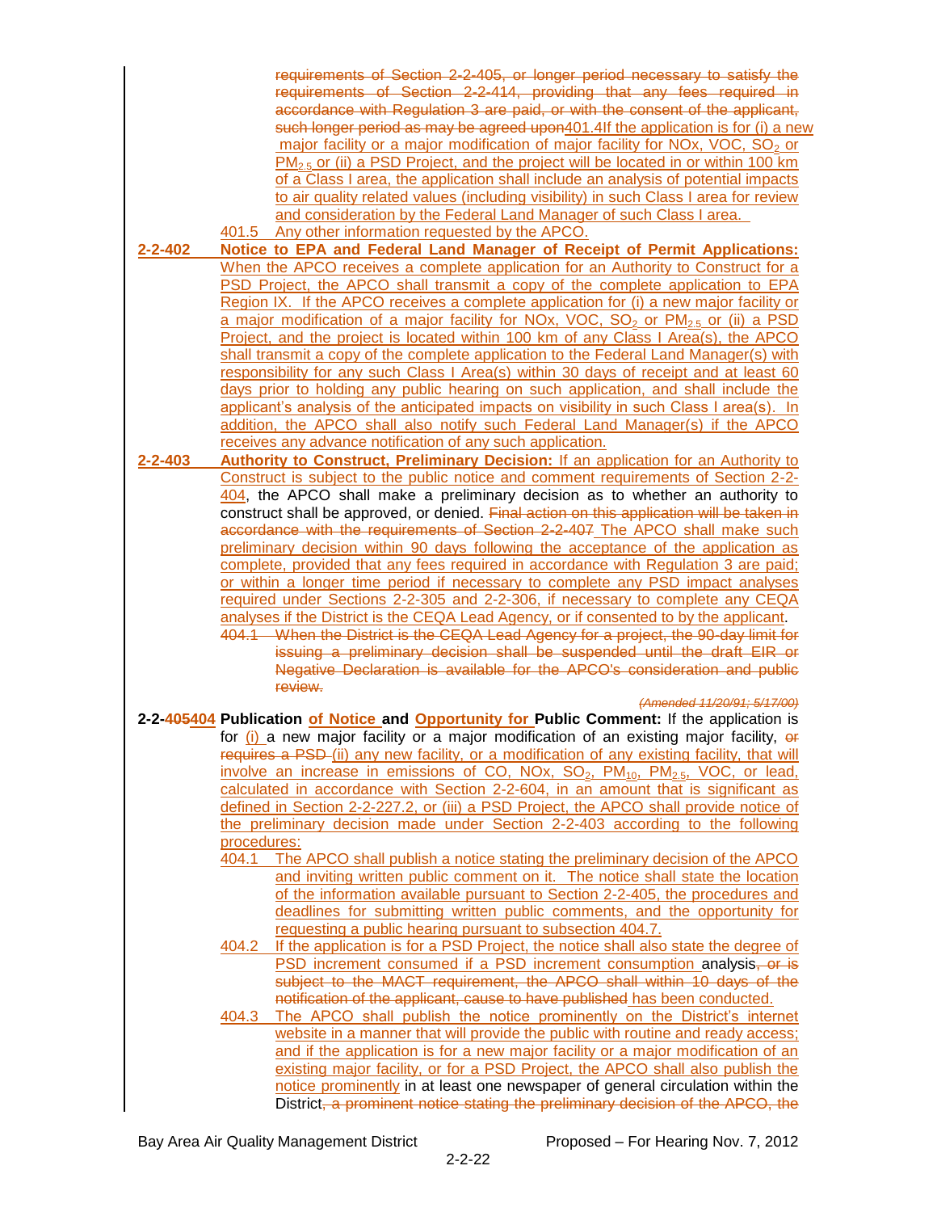requirements of Section 2-2-405, or longer period necessary to satisfy the requirements of Section 2-2-414, providing that any fees required in accordance with Regulation 3 are paid, or with the consent of the applicant, such longer period as may be agreed upon401.4If the application is for (i) a new major facility or a major modification of major facility for NOx, VOC, $SO_2$ or $PM_{2.5}$ or (ii) a PSD Project, and the project will be located in or within 100 km of a Class I area, the application shall include an analysis of potential impacts to air quality related values (including visibility) in such Class I area for review and consideration by the Federal Land Manager of such Class I area.

401.5 Any other information requested by the APCO.

**2-2-402 Notice to EPA and Federal Land Manager of Receipt of Permit Applications:** When the APCO receives a complete application for an Authority to Construct for a PSD Project, the APCO shall transmit a copy of the complete application to EPA Region IX. If the APCO receives a complete application for (i) a new major facility or a major modification of a major facility for NOx, VOC, $SO_2$ or $PM_{2.5}$ or (ii) a PSD Project, and the project is located within 100 km of any Class I Area(s), the APCO shall transmit a copy of the complete application to the Federal Land Manager(s) with responsibility for any such Class I Area(s) within 30 days of receipt and at least 60 days prior to holding any public hearing on such application, and shall include the applicant's analysis of the anticipated impacts on visibility in such Class I area(s). In addition, the APCO shall also notify such Federal Land Manager(s) if the APCO receives any advance notification of any such application.

**2-2-403 Authority to Construct, Preliminary Decision:** If an application for an Authority to Construct is subject to the public notice and comment requirements of Section 2-2-404, the APCO shall make a preliminary decision as to whether an authority to construct shall be approved, or denied. Final action on this application will be taken in accordance with the requirements of Section 2-2-407 The APCO shall make such preliminary decision within 90 days following the acceptance of the application as complete, provided that any fees required in accordance with Regulation 3 are paid; or within a longer time period if necessary to complete any PSD impact analyses required under Sections 2-2-305 and 2-2-306, if necessary to complete any CEQA analyses if the District is the CEQA Lead Agency, or if consented to by the applicant.

404.1 When the District is the CEQA Lead Agency for a project, the 90-day limit for issuing a preliminary decision shall be suspended until the draft EIR or Negative Declaration is available for the APCO's consideration and public review.

*(Amended 11/20/91; 5/17/00)*

**2-2-405404 Publication of Notice and Opportunity for Public Comment:** If the application is for (i) a new major facility or a major modification of an existing major facility, or requires a PSD (ii) any new facility, or a modification of any existing facility, that will involve an increase in emissions of CO, NOx, $SO_2$, $PM_{10}$, $PM_{2.5}$, VOC, or lead, calculated in accordance with Section 2-2-604, in an amount that is significant as defined in Section 2-2-227.2, or (iii) a PSD Project, the APCO shall provide notice of the preliminary decision made under Section 2-2-403 according to the following procedures:

404.1 The APCO shall publish a notice stating the preliminary decision of the APCO and inviting written public comment on it. The notice shall state the location of the information available pursuant to Section 2-2-405, the procedures and deadlines for submitting written public comments, and the opportunity for requesting a public hearing pursuant to subsection 404.7.

404.2 If the application is for a PSD Project, the notice shall also state the degree of PSD increment consumed if a PSD increment consumption analysis, or is subject to the MACT requirement, the APCO shall within 10 days of the notification of the applicant, cause to have published has been conducted.

404.3 The APCO shall publish the notice prominently on the District's internet website in a manner that will provide the public with routine and ready access; and if the application is for a new major facility or a major modification of an existing major facility, or for a PSD Project, the APCO shall also publish the notice prominently in at least one newspaper of general circulation within the District, a prominent notice stating the preliminary decision of the APCO, the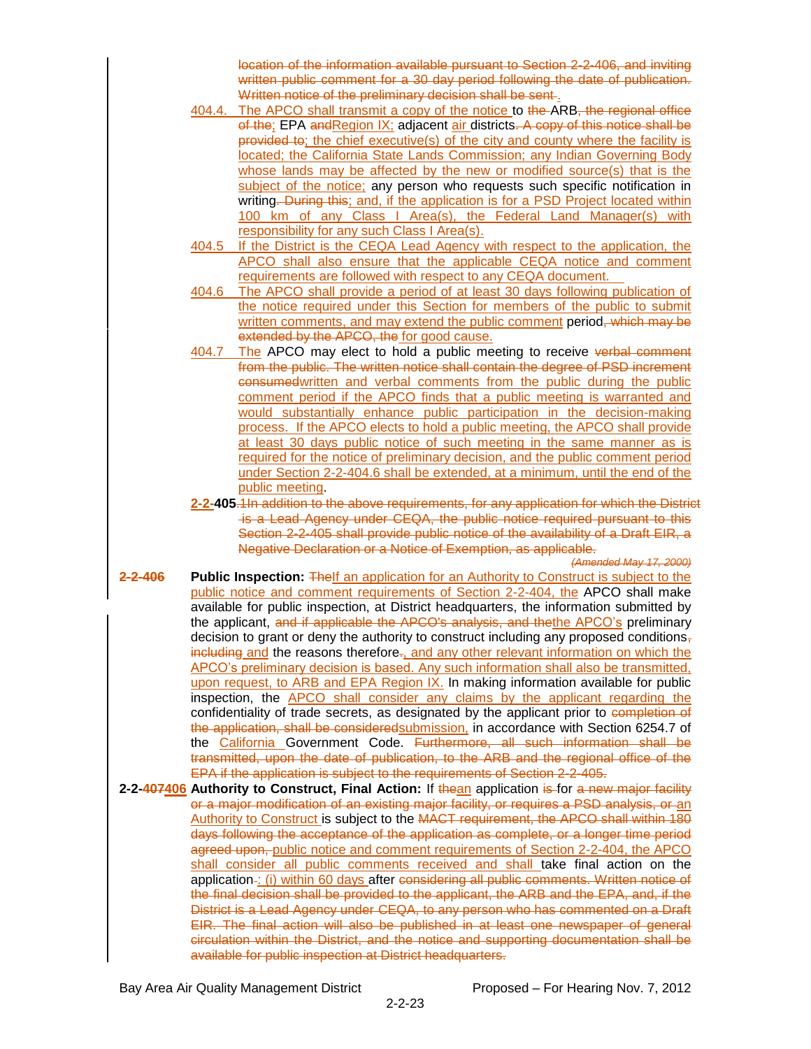~~location of the information available pursuant to Section 2-2-406, and inviting written public comment for a 30 day period following the date of publication. Written notice of the preliminary decision shall be sent~~.

404.4. The APCO shall transmit a copy of the notice to ~~the~~ ARB~~, the regional office of the~~; EPA ~~and~~Region IX; adjacent air districts~~. A copy of this notice shall be provided to~~; the chief executive(s) of the city and county where the facility is located; the California State Lands Commission; any Indian Governing Body whose lands may be affected by the new or modified source(s) that is the subject of the notice; any person who requests such specific notification in writing~~. During this~~; and, if the application is for a PSD Project located within 100 km of any Class I Area(s), the Federal Land Manager(s) with responsibility for any such Class I Area(s).

404.5 If the District is the CEQA Lead Agency with respect to the application, the APCO shall also ensure that the applicable CEQA notice and comment requirements are followed with respect to any CEQA document.

404.6 The APCO shall provide a period of at least 30 days following publication of the notice required under this Section for members of the public to submit written comments, and may extend the public comment period~~, which may be extended by the APCO, the~~ for good cause.

404.7 The APCO may elect to hold a public meeting to receive ~~verbal comment from the public. The written notice shall contain the degree of PSD increment consumed~~written and verbal comments from the public during the public comment period if the APCO finds that a public meeting is warranted and would substantially enhance public participation in the decision-making process. If the APCO elects to hold a public meeting, the APCO shall provide at least 30 days public notice of such meeting in the same manner as is required for the notice of preliminary decision, and the public comment period under Section 2-2-404.6 shall be extended, at a minimum, until the end of the public meeting.

**2-2-405**~~.1In addition to the above requirements, for any application for which the District is a Lead Agency under CEQA, the public notice required pursuant to this Section 2-2-405 shall provide public notice of the availability of a Draft EIR, a Negative Declaration or a Notice of Exemption, as applicable.~~

~~*(Amended May 17, 2000)*~~

**2-2-406** **Public Inspection:** ~~The~~If an application for an Authority to Construct is subject to the public notice and comment requirements of Section 2-2-404, the APCO shall make available for public inspection, at District headquarters, the information submitted by the applicant, ~~and if applicable the APCO's analysis, and the~~the APCO's preliminary decision to grant or deny the authority to construct including any proposed conditions~~, including~~ and the reasons therefore~~.~~, and any other relevant information on which the APCO's preliminary decision is based. Any such information shall also be transmitted, upon request, to ARB and EPA Region IX. In making information available for public inspection, the APCO shall consider any claims by the applicant regarding the confidentiality of trade secrets, as designated by the applicant prior to ~~completion of the application, shall be considered~~submission, in accordance with Section 6254.7 of the California Government Code. ~~Furthermore, all such information shall be transmitted, upon the date of publication, to the ARB and the regional office of the EPA if the application is subject to the requirements of Section 2-2-405.~~

**2-2-~~407~~406 Authority to Construct, Final Action:** If ~~the~~an application ~~is~~ for ~~a new major facility or a major modification of an existing major facility, or requires a PSD analysis, or~~ an Authority to Construct is subject to the ~~MACT requirement, the APCO shall within 180 days following the acceptance of the application as complete, or a longer time period agreed upon,~~ public notice and comment requirements of Section 2-2-404, the APCO shall consider all public comments received and shall take final action on the application~~.~~: (i) within 60 days after ~~considering all public comments. Written notice of the final decision shall be provided to the applicant, the ARB and the EPA, and, if the District is a Lead Agency under CEQA, to any person who has commented on a Draft EIR. The final action will also be published in at least one newspaper of general circulation within the District, and the notice and supporting documentation shall be available for public inspection at District headquarters.~~

Bay Area Air Quality Management District — Proposed – For Hearing Nov. 7, 2012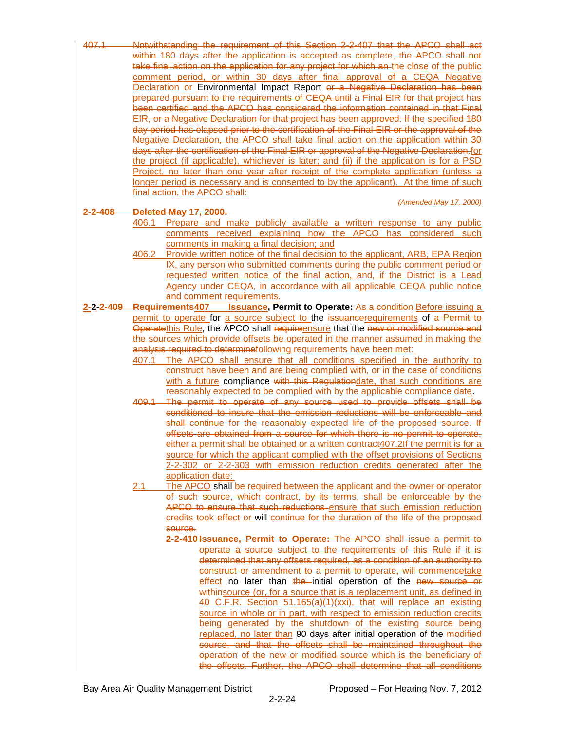~~407.1 Notwithstanding the requirement of this Section 2-2-407 that the APCO shall act within 180 days after the application is accepted as complete, the APCO shall not take final action on the application for any project for which an~~ the close of the public comment period, or within 30 days after final approval of a CEQA Negative Declaration or Environmental Impact Report ~~or a Negative Declaration has been prepared pursuant to the requirements of CEQA until a Final EIR for that project has been certified and the APCO has considered the information contained in that Final EIR, or a Negative Declaration for that project has been approved. If the specified 180 day period has elapsed prior to the certification of the Final EIR or the approval of the Negative Declaration, the APCO shall take final action on the application within 30 days after the certification of the Final EIR or approval of the Negative Declaration.~~for the project (if applicable), whichever is later; and (ii) if the application is for a PSD Project, no later than one year after receipt of the complete application (unless a longer period is necessary and is consented to by the applicant). At the time of such final action, the APCO shall:

*~~(Amended May 17, 2000)~~*

~~**2-2-408 Deleted May 17, 2000.**~~

406.1 Prepare and make publicly available a written response to any public comments received explaining how the APCO has considered such comments in making a final decision; and

406.2 Provide written notice of the final decision to the applicant, ARB, EPA Region IX, any person who submitted comments during the public comment period or requested written notice of the final action, and, if the District is a Lead Agency under CEQA, in accordance with all applicable CEQA public notice and comment requirements.

**2-2-~~2-409 Requirements~~407 Issuance, Permit to Operate:** ~~As a condition~~ Before issuing a permit to operate for a source subject to the ~~issuance~~requirements of ~~a Permit to Operate~~this Rule, the APCO shall ~~require~~ensure that the ~~new or modified source and the sources which provide offsets be operated in the manner assumed in making the analysis required to determine~~following requirements have been met:

407.1 The APCO shall ensure that all conditions specified in the authority to construct have been and are being complied with, or in the case of conditions with a future compliance ~~with this Regulation~~date, that such conditions are reasonably expected to be complied with by the applicable compliance date.

~~409.1 The permit to operate of any source used to provide offsets shall be conditioned to insure that the emission reductions will be enforceable and shall continue for the reasonably expected life of the proposed source. If offsets are obtained from a source for which there is no permit to operate, either a permit shall be obtained or a written contract~~407.2 If the permit is for a source for which the applicant complied with the offset provisions of Sections 2-2-302 or 2-2-303 with emission reduction credits generated after the application date:

2.1 The APCO shall ~~be required between the applicant and the owner or operator of such source, which contract, by its terms, shall be enforceable by the APCO to ensure that such reductions~~ ensure that such emission reduction credits took effect or will ~~continue for the duration of the life of the proposed source.~~

~~**2-2-410 Issuance, Permit to Operate:** The APCO shall issue a permit to operate a source subject to the requirements of this Rule if it is determined that any offsets required, as a condition of an authority to construct or amendment to a permit to operate, will commence~~take effect no later than ~~the~~ initial operation of the ~~new source or within~~source (or, for a source that is a replacement unit, as defined in 40 C.F.R. Section 51.165(a)(1)(xxi), that will replace an existing source in whole or in part, with respect to emission reduction credits being generated by the shutdown of the existing source being replaced, no later than 90 days after initial operation of the ~~modified source, and that the offsets shall be maintained throughout the operation of the new or modified source which is the beneficiary of the offsets. Further, the APCO shall determine that all conditions~~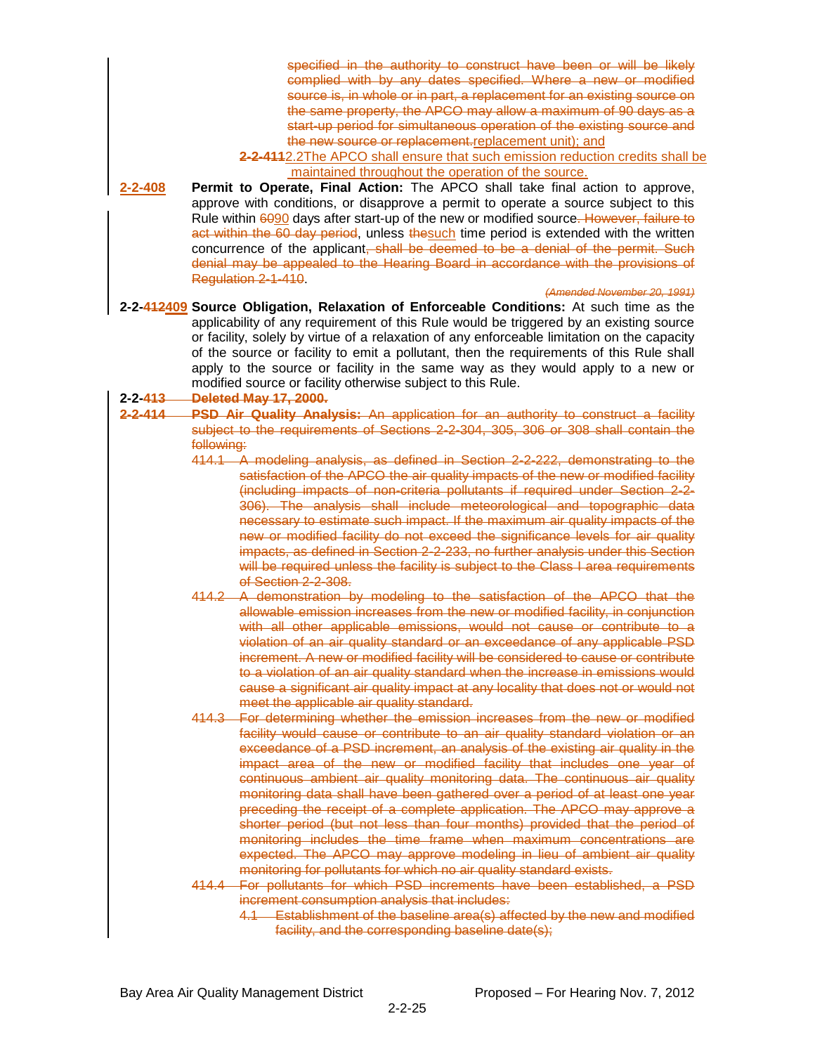~~specified in the authority to construct have been or will be likely complied with by any dates specified. Where a new or modified source is, in whole or in part, a replacement for an existing source on the same property, the APCO may allow a maximum of 90 days as a start-up period for simultaneous operation of the existing source and the new source or replacement.~~replacement unit); and

~~**2-2-411**~~2.2The APCO shall ensure that such emission reduction credits shall be maintained throughout the operation of the source.

**2-2-408 Permit to Operate, Final Action:** The APCO shall take final action to approve, approve with conditions, or disapprove a permit to operate a source subject to this Rule within ~~60~~90 days after start-up of the new or modified source~~. However, failure to act within the 60 day period~~, unless ~~the~~such time period is extended with the written concurrence of the applicant~~, shall be deemed to be a denial of the permit. Such denial may be appealed to the Hearing Board in accordance with the provisions of Regulation 2-1-410~~.

~~*(Amended November 20, 1991)*~~

**2-2-~~412~~409 Source Obligation, Relaxation of Enforceable Conditions:** At such time as the applicability of any requirement of this Rule would be triggered by an existing source or facility, solely by virtue of a relaxation of any enforceable limitation on the capacity of the source or facility to emit a pollutant, then the requirements of this Rule shall apply to the source or facility in the same way as they would apply to a new or modified source or facility otherwise subject to this Rule.

~~**2-2-413 Deleted May 17, 2000.**~~

~~**2-2-414 PSD Air Quality Analysis:** An application for an authority to construct a facility subject to the requirements of Sections 2-2-304, 305, 306 or 308 shall contain the following:~~

~~414.1 A modeling analysis, as defined in Section 2-2-222, demonstrating to the satisfaction of the APCO the air quality impacts of the new or modified facility (including impacts of non-criteria pollutants if required under Section 2-2-306). The analysis shall include meteorological and topographic data necessary to estimate such impact. If the maximum air quality impacts of the new or modified facility do not exceed the significance levels for air quality impacts, as defined in Section 2-2-233, no further analysis under this Section will be required unless the facility is subject to the Class I area requirements of Section 2-2-308.~~

~~414.2 A demonstration by modeling to the satisfaction of the APCO that the allowable emission increases from the new or modified facility, in conjunction with all other applicable emissions, would not cause or contribute to a violation of an air quality standard or an exceedance of any applicable PSD increment. A new or modified facility will be considered to cause or contribute to a violation of an air quality standard when the increase in emissions would cause a significant air quality impact at any locality that does not or would not meet the applicable air quality standard.~~

~~414.3 For determining whether the emission increases from the new or modified facility would cause or contribute to an air quality standard violation or an exceedance of a PSD increment, an analysis of the existing air quality in the impact area of the new or modified facility that includes one year of continuous ambient air quality monitoring data. The continuous air quality monitoring data shall have been gathered over a period of at least one year preceding the receipt of a complete application. The APCO may approve a shorter period (but not less than four months) provided that the period of monitoring includes the time frame when maximum concentrations are expected. The APCO may approve modeling in lieu of ambient air quality monitoring for pollutants for which no air quality standard exists.~~

~~414.4 For pollutants for which PSD increments have been established, a PSD increment consumption analysis that includes:~~

~~4.1 Establishment of the baseline area(s) affected by the new and modified facility, and the corresponding baseline date(s);~~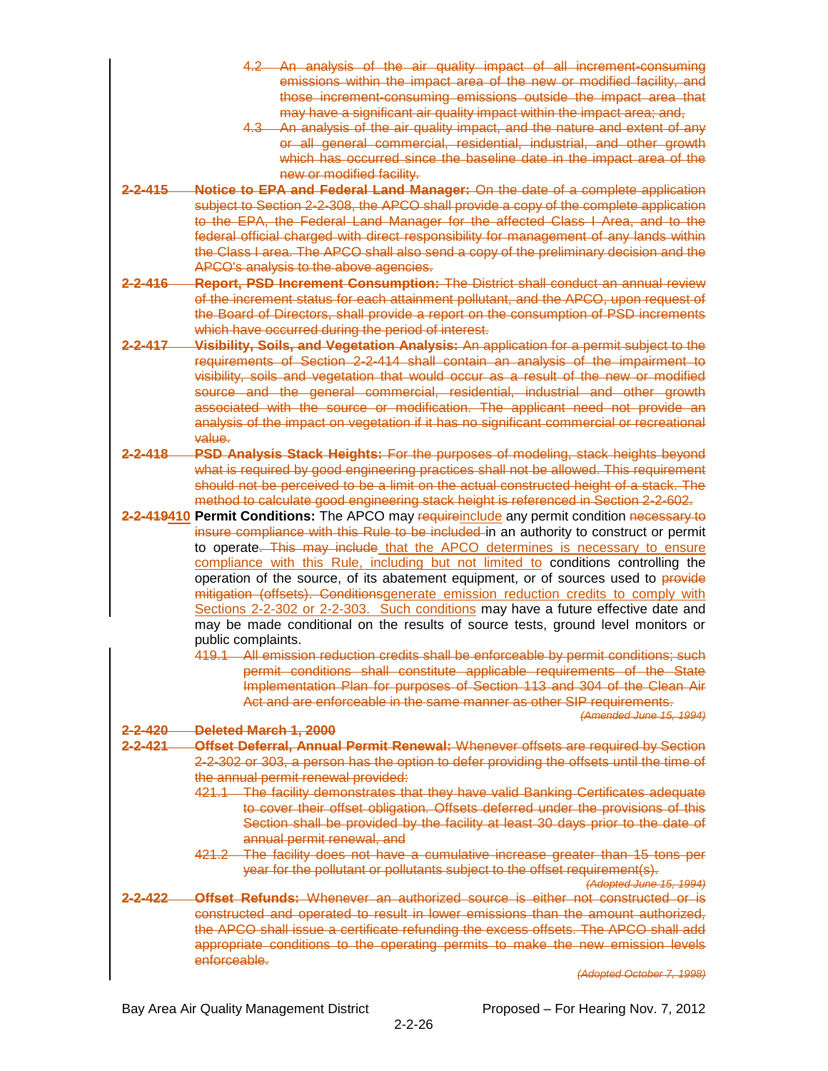4.2 An analysis of the air quality impact of all increment-consuming emissions within the impact area of the new or modified facility, and those increment-consuming emissions outside the impact area that may have a significant air quality impact within the impact area; and,

4.3 An analysis of the air quality impact, and the nature and extent of any or all general commercial, residential, industrial, and other growth which has occurred since the baseline date in the impact area of the new or modified facility.

**2-2-415 Notice to EPA and Federal Land Manager:** On the date of a complete application subject to Section 2-2-308, the APCO shall provide a copy of the complete application to the EPA, the Federal Land Manager for the affected Class I Area, and to the federal official charged with direct responsibility for management of any lands within the Class I area. The APCO shall also send a copy of the preliminary decision and the APCO's analysis to the above agencies.

**2-2-416 Report, PSD Increment Consumption:** The District shall conduct an annual review of the increment status for each attainment pollutant, and the APCO, upon request of the Board of Directors, shall provide a report on the consumption of PSD increments which have occurred during the period of interest.

**2-2-417 Visibility, Soils, and Vegetation Analysis:** An application for a permit subject to the requirements of Section 2-2-414 shall contain an analysis of the impairment to visibility, soils and vegetation that would occur as a result of the new or modified source and the general commercial, residential, industrial and other growth associated with the source or modification. The applicant need not provide an analysis of the impact on vegetation if it has no significant commercial or recreational value.

**2-2-418 PSD Analysis Stack Heights:** For the purposes of modeling, stack heights beyond what is required by good engineering practices shall not be allowed. This requirement should not be perceived to be a limit on the actual constructed height of a stack. The method to calculate good engineering stack height is referenced in Section 2-2-602.

**2-2-419410 Permit Conditions:** The APCO may requireinclude any permit condition necessary to insure compliance with this Rule to be included in an authority to construct or permit to operate. This may include that the APCO determines is necessary to ensure compliance with this Rule, including but not limited to conditions controlling the operation of the source, of its abatement equipment, or of sources used to provide mitigation (offsets). Conditionsgenerate emission reduction credits to comply with Sections 2-2-302 or 2-2-303. Such conditions may have a future effective date and may be made conditional on the results of source tests, ground level monitors or public complaints.

419.1 All emission reduction credits shall be enforceable by permit conditions; such permit conditions shall constitute applicable requirements of the State Implementation Plan for purposes of Section 113 and 304 of the Clean Air Act and are enforceable in the same manner as other SIP requirements.

*(Amended June 15, 1994)*

**2-2-420 Deleted March 1, 2000**

**2-2-421 Offset Deferral, Annual Permit Renewal:** Whenever offsets are required by Section 2-2-302 or 303, a person has the option to defer providing the offsets until the time of the annual permit renewal provided:

421.1 The facility demonstrates that they have valid Banking Certificates adequate to cover their offset obligation. Offsets deferred under the provisions of this Section shall be provided by the facility at least 30 days prior to the date of annual permit renewal, and

421.2 The facility does not have a cumulative increase greater than 15 tons per year for the pollutant or pollutants subject to the offset requirement(s).

*(Adopted June 15, 1994)*

**2-2-422 Offset Refunds:** Whenever an authorized source is either not constructed or is constructed and operated to result in lower emissions than the amount authorized, the APCO shall issue a certificate refunding the excess offsets. The APCO shall add appropriate conditions to the operating permits to make the new emission levels enforceable.

*(Adopted October 7, 1998)*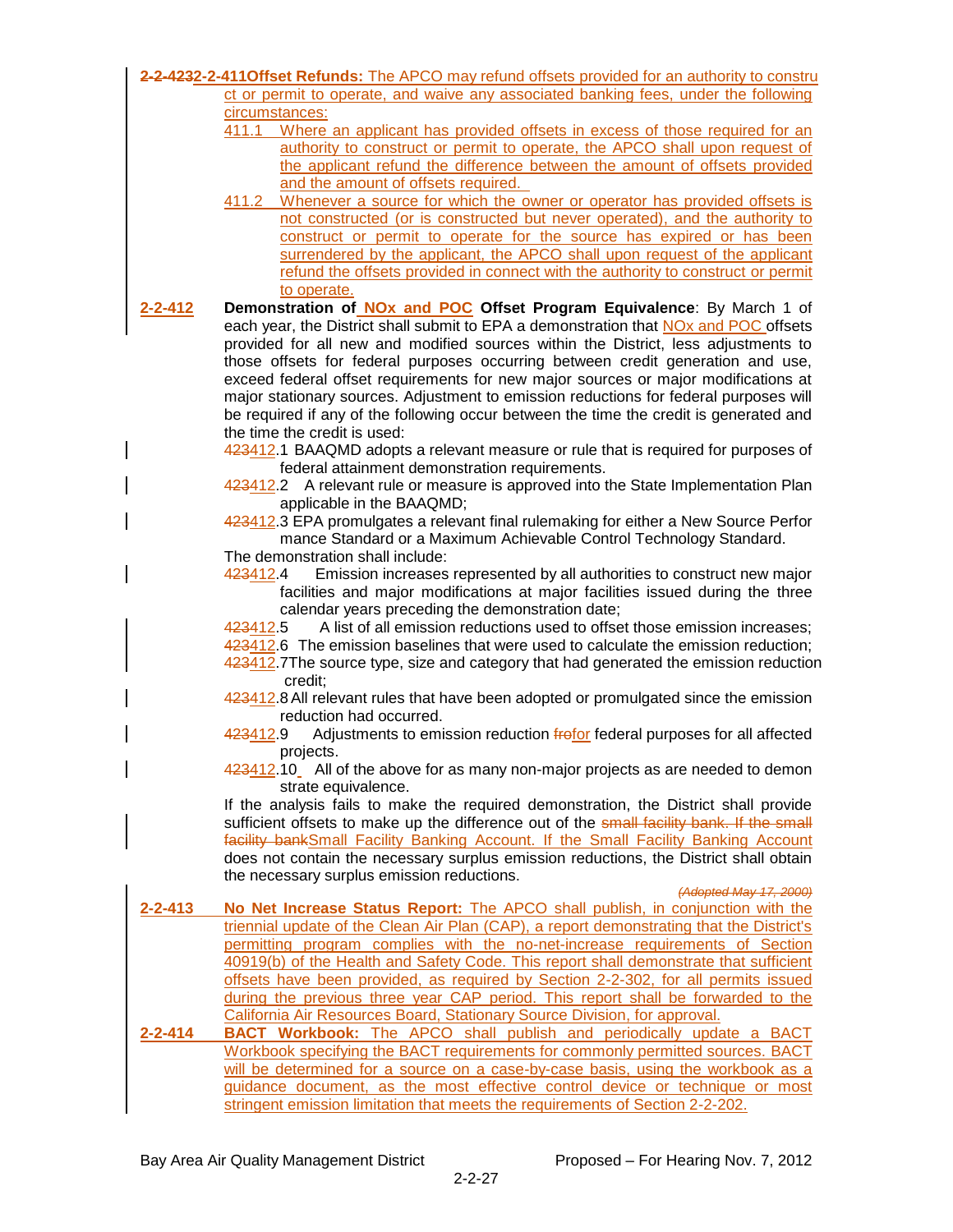**~~2-2-423~~2-2-411 Offset Refunds:** The APCO may refund offsets provided for an authority to construct or permit to operate, and waive any associated banking fees, under the following circumstances:

411.1 Where an applicant has provided offsets in excess of those required for an authority to construct or permit to operate, the APCO shall upon request of the applicant refund the difference between the amount of offsets provided and the amount of offsets required.

411.2 Whenever a source for which the owner or operator has provided offsets is not constructed (or is constructed but never operated), and the authority to construct or permit to operate for the source has expired or has been surrendered by the applicant, the APCO shall upon request of the applicant refund the offsets provided in connect with the authority to construct or permit to operate.

**2-2-412 Demonstration of NOx and POC Offset Program Equivalence**: By March 1 of each year, the District shall submit to EPA a demonstration that NOx and POC offsets provided for all new and modified sources within the District, less adjustments to those offsets for federal purposes occurring between credit generation and use, exceed federal offset requirements for new major sources or major modifications at major stationary sources. Adjustment to emission reductions for federal purposes will be required if any of the following occur between the time the credit is generated and the time the credit is used:

~~423~~412.1 BAAQMD adopts a relevant measure or rule that is required for purposes of federal attainment demonstration requirements.

~~423~~412.2 A relevant rule or measure is approved into the State Implementation Plan applicable in the BAAQMD;

~~423~~412.3 EPA promulgates a relevant final rulemaking for either a New Source Performance Standard or a Maximum Achievable Control Technology Standard.

The demonstration shall include:

~~423~~412.4 Emission increases represented by all authorities to construct new major facilities and major modifications at major facilities issued during the three calendar years preceding the demonstration date;

~~423~~412.5 A list of all emission reductions used to offset those emission increases;

~~423~~412.6 The emission baselines that were used to calculate the emission reduction;

~~423~~412.7 The source type, size and category that had generated the emission reduction credit;

~~423~~412.8 All relevant rules that have been adopted or promulgated since the emission reduction had occurred.

~~423~~412.9 Adjustments to emission reduction ~~fro~~for federal purposes for all affected projects.

~~423~~412.10 All of the above for as many non-major projects as are needed to demonstrate equivalence.

If the analysis fails to make the required demonstration, the District shall provide sufficient offsets to make up the difference out of the ~~small facility bank. If the small facility bank~~Small Facility Banking Account. If the Small Facility Banking Account does not contain the necessary surplus emission reductions, the District shall obtain the necessary surplus emission reductions.

~~*(Adopted May 17, 2000)*~~

**2-2-413 No Net Increase Status Report:** The APCO shall publish, in conjunction with the triennial update of the Clean Air Plan (CAP), a report demonstrating that the District's permitting program complies with the no-net-increase requirements of Section 40919(b) of the Health and Safety Code. This report shall demonstrate that sufficient offsets have been provided, as required by Section 2-2-302, for all permits issued during the previous three year CAP period. This report shall be forwarded to the California Air Resources Board, Stationary Source Division, for approval.

**2-2-414 BACT Workbook:** The APCO shall publish and periodically update a BACT Workbook specifying the BACT requirements for commonly permitted sources. BACT will be determined for a source on a case-by-case basis, using the workbook as a guidance document, as the most effective control device or technique or most stringent emission limitation that meets the requirements of Section 2-2-202.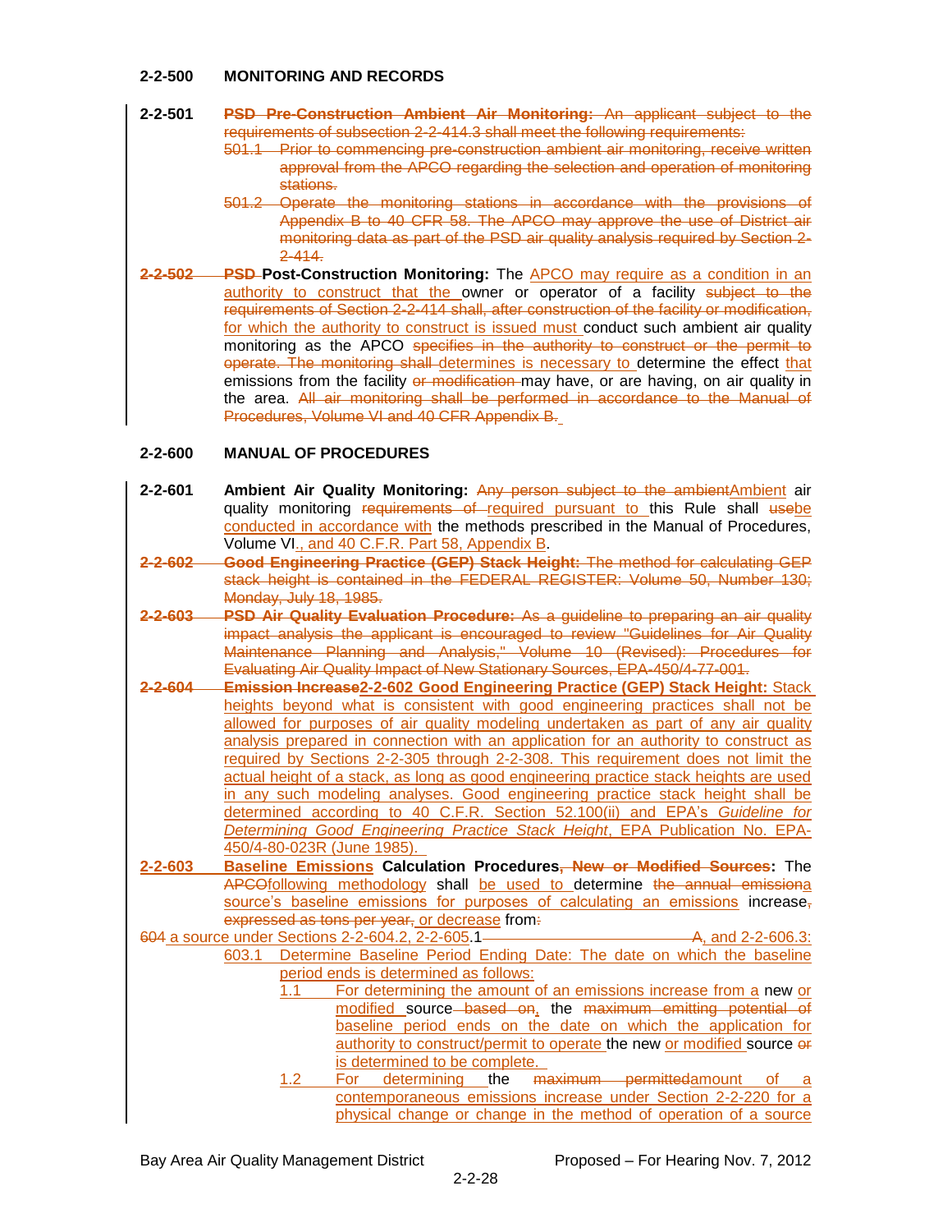**2-2-500 MONITORING AND RECORDS**

**2-2-501** **PSD Pre-Construction Ambient Air Monitoring:** An applicant subject to the requirements of subsection 2-2-414.3 shall meet the following requirements:

501.1 Prior to commencing pre-construction ambient air monitoring, receive written approval from the APCO regarding the selection and operation of monitoring stations.

501.2 Operate the monitoring stations in accordance with the provisions of Appendix B to 40 CFR 58. The APCO may approve the use of District air monitoring data as part of the PSD air quality analysis required by Section 2-2-414.

**2-2-502** **PSD Post-Construction Monitoring:** The APCO may require as a condition in an authority to construct that the owner or operator of a facility subject to the requirements of Section 2-2-414 shall, after construction of the facility or modification, for which the authority to construct is issued must conduct such ambient air quality monitoring as the APCO specifies in the authority to construct or the permit to operate. The monitoring shall determines is necessary to determine the effect that emissions from the facility or modification may have, or are having, on air quality in the area. All air monitoring shall be performed in accordance to the Manual of Procedures, Volume VI and 40 CFR Appendix B.

**2-2-600 MANUAL OF PROCEDURES**

**2-2-601** **Ambient Air Quality Monitoring:** Any person subject to the ambientAmbient air quality monitoring requirements of required pursuant to this Rule shall usebe conducted in accordance with the methods prescribed in the Manual of Procedures, Volume VI., and 40 C.F.R. Part 58, Appendix B.

**2-2-602** **Good Engineering Practice (GEP) Stack Height:** The method for calculating GEP stack height is contained in the FEDERAL REGISTER: Volume 50, Number 130; Monday, July 18, 1985.

**2-2-603** **PSD Air Quality Evaluation Procedure:** As a guideline to preparing an air quality impact analysis the applicant is encouraged to review "Guidelines for Air Quality Maintenance Planning and Analysis," Volume 10 (Revised): Procedures for Evaluating Air Quality Impact of New Stationary Sources, EPA-450/4-77-001.

**2-2-604** **Emission Increase2-2-602 Good Engineering Practice (GEP) Stack Height:** Stack heights beyond what is consistent with good engineering practices shall not be allowed for purposes of air quality modeling undertaken as part of any air quality analysis prepared in connection with an application for an authority to construct as required by Sections 2-2-305 through 2-2-308. This requirement does not limit the actual height of a stack, as long as good engineering practice stack heights are used in any such modeling analyses. Good engineering practice stack height shall be determined according to 40 C.F.R. Section 52.100(ii) and EPA's *Guideline for Determining Good Engineering Practice Stack Height*, EPA Publication No. EPA-450/4-80-023R (June 1985).

**2-2-603** **Baseline Emissions Calculation Procedures, New or Modified Sources:** The APCOfollowing methodology shall be used to determine the annual emissiona source's baseline emissions for purposes of calculating an emissions increase, expressed as tons per year, or decrease from:

604 a source under Sections 2-2-604.2, 2-2-605.1 A, and 2-2-606.3:

603.1 Determine Baseline Period Ending Date: The date on which the baseline period ends is determined as follows:

1.1 For determining the amount of an emissions increase from a new or modified source based on, the maximum emitting potential of baseline period ends on the date on which the application for authority to construct/permit to operate the new or modified source or is determined to be complete.

1.2 For determining the maximum permittedamount of a contemporaneous emissions increase under Section 2-2-220 for a physical change or change in the method of operation of a source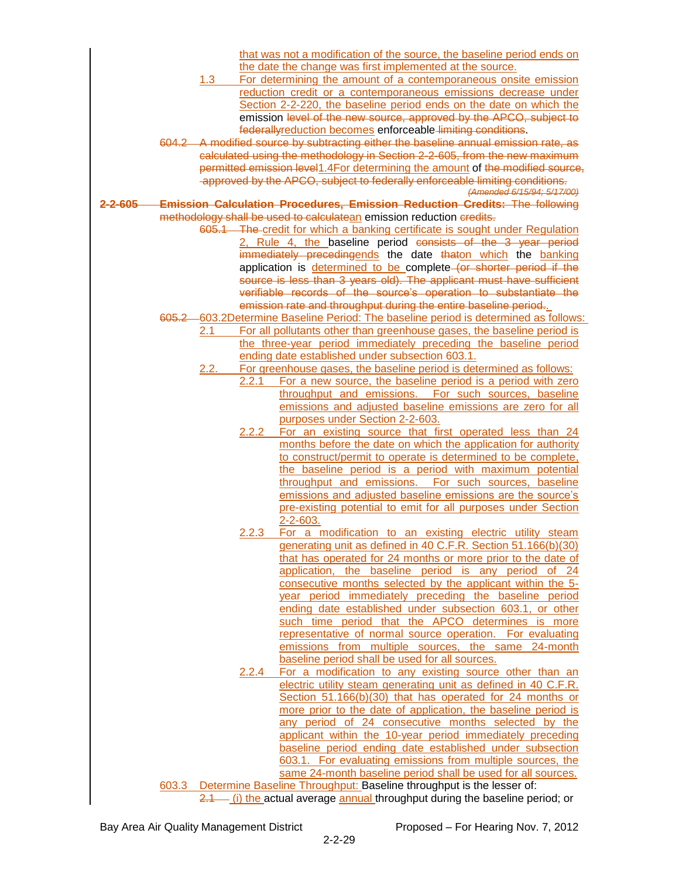that was not a modification of the source, the baseline period ends on the date the change was first implemented at the source.

1.3 For determining the amount of a contemporaneous onsite emission reduction credit or a contemporaneous emissions decrease under Section 2-2-220, the baseline period ends on the date on which the emission level of the new source, approved by the APCO, subject to federallyreduction becomes enforceable limiting conditions.

604.2 A modified source by subtracting either the baseline annual emission rate, as calculated using the methodology in Section 2-2-605, from the new maximum permitted emission level1.4For determining the amount of the modified source, approved by the APCO, subject to federally enforceable limiting conditions.

*(Amended 6/15/94; 5/17/00)*

**2-2-605 Emission Calculation Procedures, Emission Reduction Credits:** The following methodology shall be used to calculatean emission reduction credits.

605.1 The credit for which a banking certificate is sought under Regulation 2, Rule 4, the baseline period consists of the 3 year period immediately precedingends the date thaton which the banking application is determined to be complete (or shorter period if the source is less than 3 years old). The applicant must have sufficient verifiable records of the source's operation to substantiate the emission rate and throughput during the entire baseline period..

605.2 603.2Determine Baseline Period: The baseline period is determined as follows:

2.1 For all pollutants other than greenhouse gases, the baseline period is the three-year period immediately preceding the baseline period ending date established under subsection 603.1.

2.2. For greenhouse gases, the baseline period is determined as follows:

2.2.1 For a new source, the baseline period is a period with zero throughput and emissions. For such sources, baseline emissions and adjusted baseline emissions are zero for all purposes under Section 2-2-603.

2.2.2 For an existing source that first operated less than 24 months before the date on which the application for authority to construct/permit to operate is determined to be complete, the baseline period is a period with maximum potential throughput and emissions. For such sources, baseline emissions and adjusted baseline emissions are the source's pre-existing potential to emit for all purposes under Section 2-2-603.

2.2.3 For a modification to an existing electric utility steam generating unit as defined in 40 C.F.R. Section 51.166(b)(30) that has operated for 24 months or more prior to the date of application, the baseline period is any period of 24 consecutive months selected by the applicant within the 5-year period immediately preceding the baseline period ending date established under subsection 603.1, or other such time period that the APCO determines is more representative of normal source operation. For evaluating emissions from multiple sources, the same 24-month baseline period shall be used for all sources.

2.2.4 For a modification to any existing source other than an electric utility steam generating unit as defined in 40 C.F.R. Section 51.166(b)(30) that has operated for 24 months or more prior to the date of application, the baseline period is any period of 24 consecutive months selected by the applicant within the 10-year period immediately preceding baseline period ending date established under subsection 603.1. For evaluating emissions from multiple sources, the same 24-month baseline period shall be used for all sources.

603.3 Determine Baseline Throughput: Baseline throughput is the lesser of:

2.1 (i) the actual average annual throughput during the baseline period; or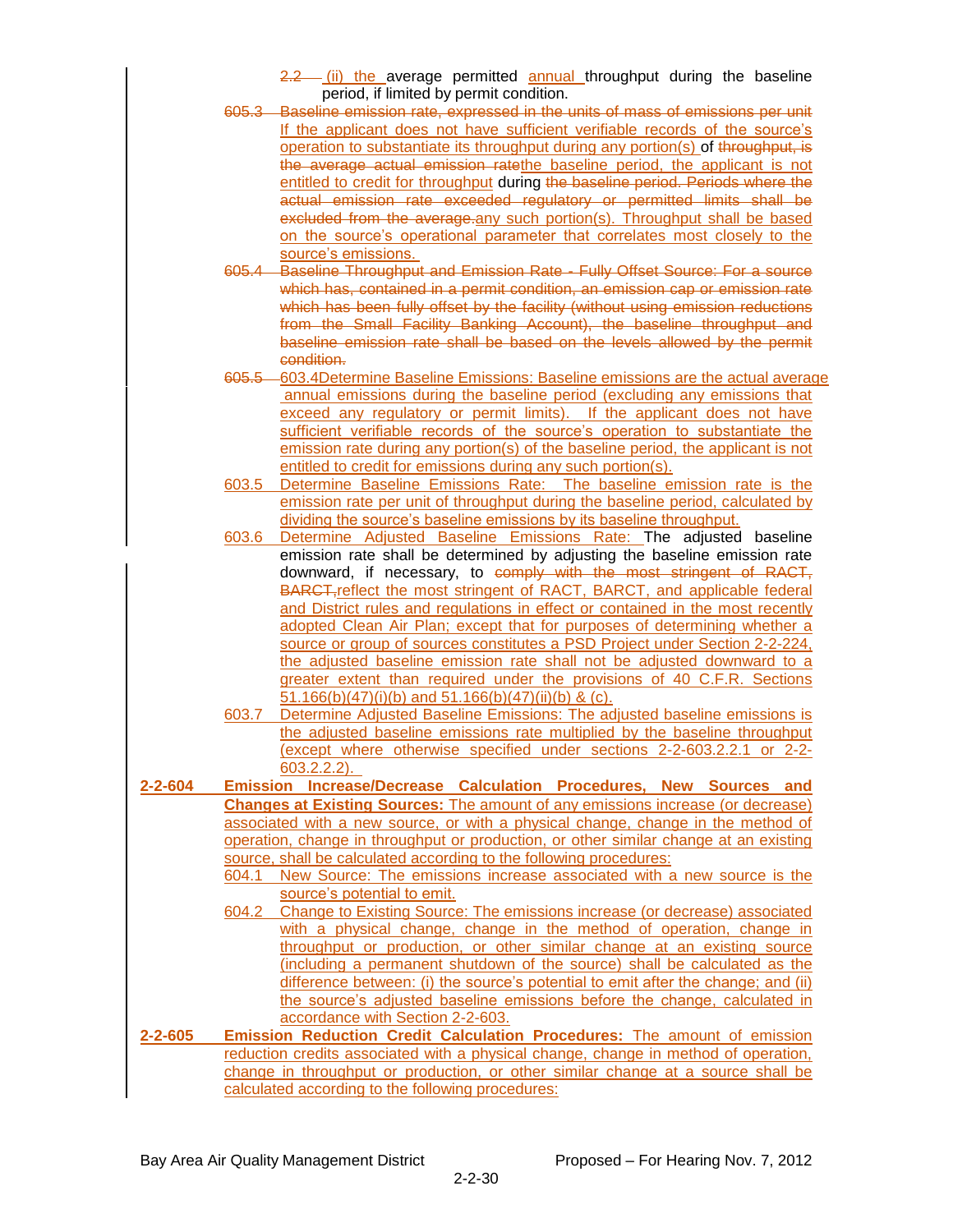~~2.2~~ (ii) the average permitted annual throughput during the baseline period, if limited by permit condition.

~~605.3 Baseline emission rate, expressed in the units of mass of emissions per unit~~ If the applicant does not have sufficient verifiable records of the source's operation to substantiate its throughput during any portion(s) of ~~throughput, is the average actual emission rate~~the baseline period, the applicant is not entitled to credit for throughput during ~~the baseline period. Periods where the actual emission rate exceeded regulatory or permitted limits shall be excluded from the average.~~any such portion(s). Throughput shall be based on the source's operational parameter that correlates most closely to the source's emissions.

~~605.4 Baseline Throughput and Emission Rate - Fully Offset Source: For a source which has, contained in a permit condition, an emission cap or emission rate which has been fully offset by the facility (without using emission reductions from the Small Facility Banking Account), the baseline throughput and baseline emission rate shall be based on the levels allowed by the permit condition.~~

~~605.5~~ 603.4 Determine Baseline Emissions: Baseline emissions are the actual average annual emissions during the baseline period (excluding any emissions that exceed any regulatory or permit limits). If the applicant does not have sufficient verifiable records of the source's operation to substantiate the emission rate during any portion(s) of the baseline period, the applicant is not entitled to credit for emissions during any such portion(s).

603.5 Determine Baseline Emissions Rate: The baseline emission rate is the emission rate per unit of throughput during the baseline period, calculated by dividing the source's baseline emissions by its baseline throughput.

603.6 Determine Adjusted Baseline Emissions Rate: The adjusted baseline emission rate shall be determined by adjusting the baseline emission rate downward, if necessary, to ~~comply with the most stringent of RACT, BARCT,~~reflect the most stringent of RACT, BARCT, and applicable federal and District rules and regulations in effect or contained in the most recently adopted Clean Air Plan; except that for purposes of determining whether a source or group of sources constitutes a PSD Project under Section 2-2-224, the adjusted baseline emission rate shall not be adjusted downward to a greater extent than required under the provisions of 40 C.F.R. Sections 51.166(b)(47)(i)(b) and 51.166(b)(47)(ii)(b) & (c).

603.7 Determine Adjusted Baseline Emissions: The adjusted baseline emissions is the adjusted baseline emissions rate multiplied by the baseline throughput (except where otherwise specified under sections 2-2-603.2.2.1 or 2-2-603.2.2.2).

**2-2-604 Emission Increase/Decrease Calculation Procedures, New Sources and Changes at Existing Sources:** The amount of any emissions increase (or decrease) associated with a new source, or with a physical change, change in the method of operation, change in throughput or production, or other similar change at an existing source, shall be calculated according to the following procedures:

604.1 New Source: The emissions increase associated with a new source is the source's potential to emit.

604.2 Change to Existing Source: The emissions increase (or decrease) associated with a physical change, change in the method of operation, change in throughput or production, or other similar change at an existing source (including a permanent shutdown of the source) shall be calculated as the difference between: (i) the source's potential to emit after the change; and (ii) the source's adjusted baseline emissions before the change, calculated in accordance with Section 2-2-603.

**2-2-605 Emission Reduction Credit Calculation Procedures:** The amount of emission reduction credits associated with a physical change, change in method of operation, change in throughput or production, or other similar change at a source shall be calculated according to the following procedures: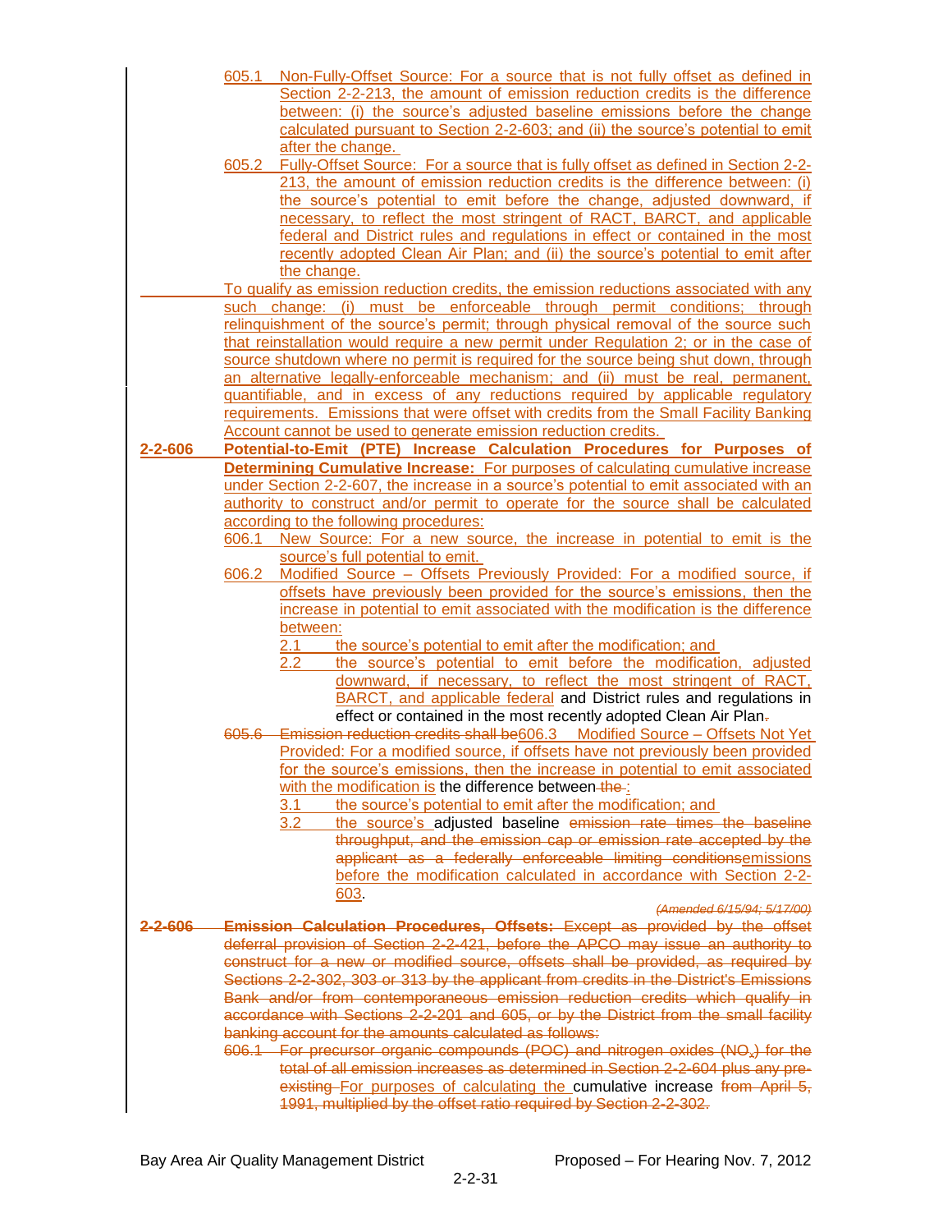605.1 Non-Fully-Offset Source: For a source that is not fully offset as defined in Section 2-2-213, the amount of emission reduction credits is the difference between: (i) the source's adjusted baseline emissions before the change calculated pursuant to Section 2-2-603; and (ii) the source's potential to emit after the change.

605.2 Fully-Offset Source: For a source that is fully offset as defined in Section 2-2-213, the amount of emission reduction credits is the difference between: (i) the source's potential to emit before the change, adjusted downward, if necessary, to reflect the most stringent of RACT, BARCT, and applicable federal and District rules and regulations in effect or contained in the most recently adopted Clean Air Plan; and (ii) the source's potential to emit after the change.

To qualify as emission reduction credits, the emission reductions associated with any such change: (i) must be enforceable through permit conditions; through relinquishment of the source's permit; through physical removal of the source such that reinstallation would require a new permit under Regulation 2; or in the case of source shutdown where no permit is required for the source being shut down, through an alternative legally-enforceable mechanism; and (ii) must be real, permanent, quantifiable, and in excess of any reductions required by applicable regulatory requirements. Emissions that were offset with credits from the Small Facility Banking Account cannot be used to generate emission reduction credits.

**2-2-606 Potential-to-Emit (PTE) Increase Calculation Procedures for Purposes of Determining Cumulative Increase:** For purposes of calculating cumulative increase under Section 2-2-607, the increase in a source's potential to emit associated with an authority to construct and/or permit to operate for the source shall be calculated according to the following procedures:

606.1 New Source: For a new source, the increase in potential to emit is the source's full potential to emit.

606.2 Modified Source – Offsets Previously Provided: For a modified source, if offsets have previously been provided for the source's emissions, then the increase in potential to emit associated with the modification is the difference between:

2.1 the source's potential to emit after the modification; and

2.2 the source's potential to emit before the modification, adjusted downward, if necessary, to reflect the most stringent of RACT, BARCT, and applicable federal and District rules and regulations in effect or contained in the most recently adopted Clean Air Plan~~.~~

~~605.6 Emission reduction credits shall be~~606.3 Modified Source – Offsets Not Yet Provided: For a modified source, if offsets have not previously been provided for the source's emissions, then the increase in potential to emit associated with the modification is the difference between~~ the~~:

3.1 the source's potential to emit after the modification; and

3.2 the source's adjusted baseline ~~emission rate times the baseline throughput, and the emission cap or emission rate accepted by the applicant as a federally enforceable limiting conditions~~emissions before the modification calculated in accordance with Section 2-2-603.

*(Amended 6/15/94; 5/17/00)*

~~**2-2-606 Emission Calculation Procedures, Offsets:** Except as provided by the offset deferral provision of Section 2-2-421, before the APCO may issue an authority to construct for a new or modified source, offsets shall be provided, as required by Sections 2-2-302, 303 or 313 by the applicant from credits in the District's Emissions Bank and/or from contemporaneous emission reduction credits which qualify in accordance with Sections 2-2-201 and 605, or by the District from the small facility banking account for the amounts calculated as follows:~~

~~606.1 For precursor organic compounds (POC) and nitrogen oxides ($NO_x$) for the total of all emission increases as determined in Section 2-2-604 plus any pre-existing~~ For purposes of calculating the cumulative increase ~~from April 5, 1991, multiplied by the offset ratio required by Section 2-2-302.~~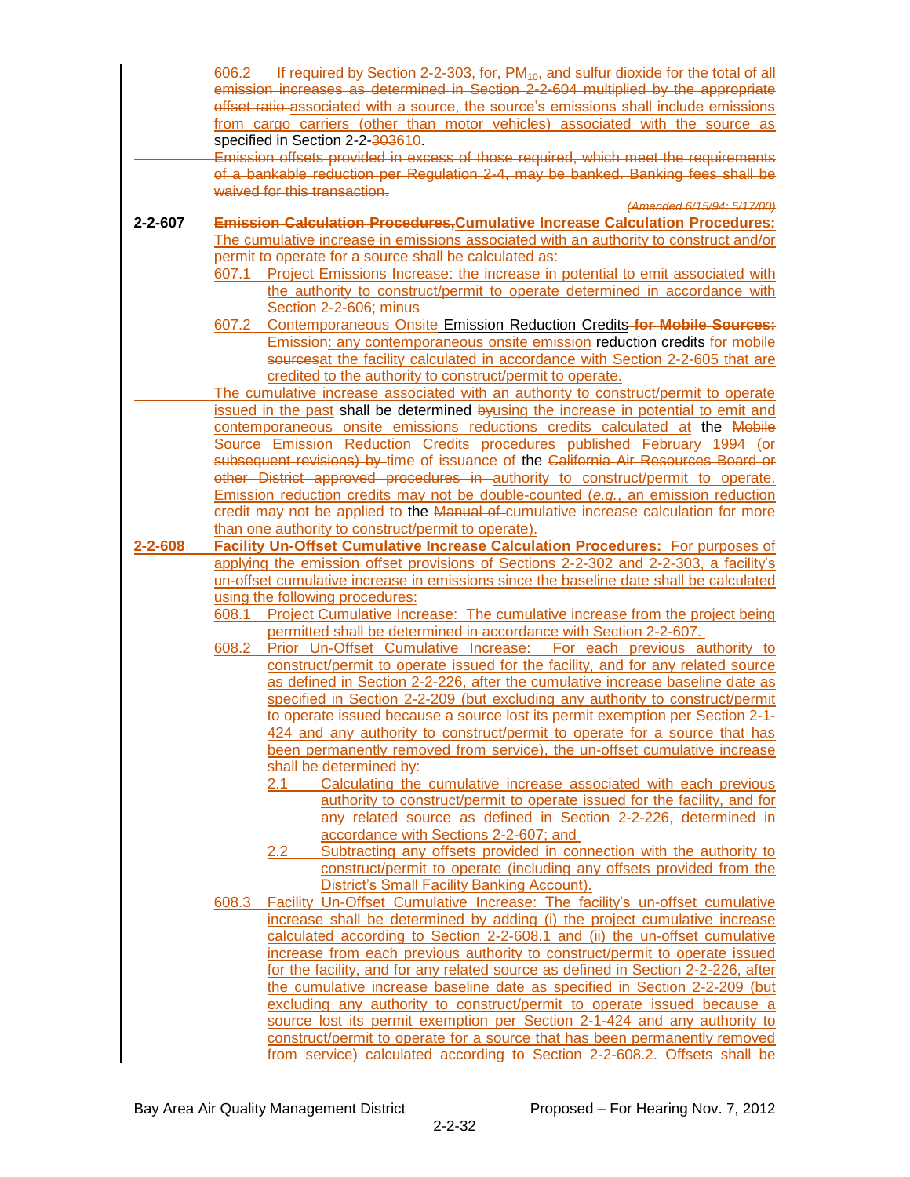606.2 If required by Section 2-2-303, for, $PM_{10}$, and sulfur dioxide for the total of all emission increases as determined in Section 2-2-604 multiplied by the appropriate offset ratio associated with a source, the source's emissions shall include emissions from cargo carriers (other than motor vehicles) associated with the source as specified in Section 2-2-303610.

Emission offsets provided in excess of those required, which meet the requirements of a bankable reduction per Regulation 2-4, may be banked. Banking fees shall be waived for this transaction.

*(Amended 6/15/94; 5/17/00)*

**2-2-607 Emission Calculation Procedures,Cumulative Increase Calculation Procedures:** The cumulative increase in emissions associated with an authority to construct and/or permit to operate for a source shall be calculated as:

607.1 Project Emissions Increase: the increase in potential to emit associated with the authority to construct/permit to operate determined in accordance with Section 2-2-606; minus

607.2 Contemporaneous Onsite Emission Reduction Credits **for Mobile Sources:** Emission: any contemporaneous onsite emission reduction credits for mobile sourcesat the facility calculated in accordance with Section 2-2-605 that are credited to the authority to construct/permit to operate.

The cumulative increase associated with an authority to construct/permit to operate issued in the past shall be determined byusing the increase in potential to emit and contemporaneous onsite emissions reductions credits calculated at the Mobile Source Emission Reduction Credits procedures published February 1994 (or subsequent revisions) by time of issuance of the California Air Resources Board or other District approved procedures in authority to construct/permit to operate. Emission reduction credits may not be double-counted (*e.g.*, an emission reduction credit may not be applied to the Manual of cumulative increase calculation for more than one authority to construct/permit to operate).

**2-2-608 Facility Un-Offset Cumulative Increase Calculation Procedures:** For purposes of applying the emission offset provisions of Sections 2-2-302 and 2-2-303, a facility's un-offset cumulative increase in emissions since the baseline date shall be calculated using the following procedures:

608.1 Project Cumulative Increase: The cumulative increase from the project being permitted shall be determined in accordance with Section 2-2-607.

608.2 Prior Un-Offset Cumulative Increase: For each previous authority to construct/permit to operate issued for the facility, and for any related source as defined in Section 2-2-226, after the cumulative increase baseline date as specified in Section 2-2-209 (but excluding any authority to construct/permit to operate issued because a source lost its permit exemption per Section 2-1-424 and any authority to construct/permit to operate for a source that has been permanently removed from service), the un-offset cumulative increase shall be determined by:

2.1 Calculating the cumulative increase associated with each previous authority to construct/permit to operate issued for the facility, and for any related source as defined in Section 2-2-226, determined in accordance with Sections 2-2-607; and

2.2 Subtracting any offsets provided in connection with the authority to construct/permit to operate (including any offsets provided from the District's Small Facility Banking Account).

608.3 Facility Un-Offset Cumulative Increase: The facility's un-offset cumulative increase shall be determined by adding (i) the project cumulative increase calculated according to Section 2-2-608.1 and (ii) the un-offset cumulative increase from each previous authority to construct/permit to operate issued for the facility, and for any related source as defined in Section 2-2-226, after the cumulative increase baseline date as specified in Section 2-2-209 (but excluding any authority to construct/permit to operate issued because a source lost its permit exemption per Section 2-1-424 and any authority to construct/permit to operate for a source that has been permanently removed from service) calculated according to Section 2-2-608.2. Offsets shall be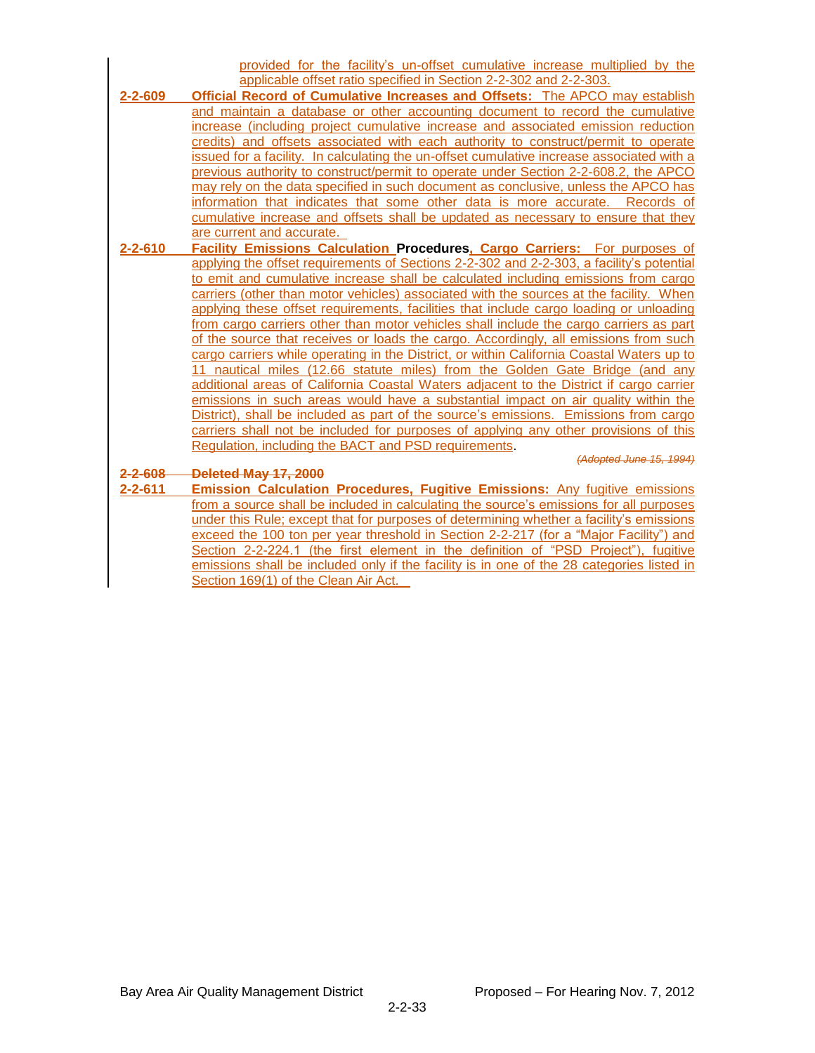provided for the facility's un-offset cumulative increase multiplied by the applicable offset ratio specified in Section 2-2-302 and 2-2-303.

**2-2-609 Official Record of Cumulative Increases and Offsets:** The APCO may establish and maintain a database or other accounting document to record the cumulative increase (including project cumulative increase and associated emission reduction credits) and offsets associated with each authority to construct/permit to operate issued for a facility. In calculating the un-offset cumulative increase associated with a previous authority to construct/permit to operate under Section 2-2-608.2, the APCO may rely on the data specified in such document as conclusive, unless the APCO has information that indicates that some other data is more accurate. Records of cumulative increase and offsets shall be updated as necessary to ensure that they are current and accurate.

**2-2-610 Facility Emissions Calculation Procedures, Cargo Carriers:** For purposes of applying the offset requirements of Sections 2-2-302 and 2-2-303, a facility's potential to emit and cumulative increase shall be calculated including emissions from cargo carriers (other than motor vehicles) associated with the sources at the facility. When applying these offset requirements, facilities that include cargo loading or unloading from cargo carriers other than motor vehicles shall include the cargo carriers as part of the source that receives or loads the cargo. Accordingly, all emissions from such cargo carriers while operating in the District, or within California Coastal Waters up to 11 nautical miles (12.66 statute miles) from the Golden Gate Bridge (and any additional areas of California Coastal Waters adjacent to the District if cargo carrier emissions in such areas would have a substantial impact on air quality within the District), shall be included as part of the source's emissions. Emissions from cargo carriers shall not be included for purposes of applying any other provisions of this Regulation, including the BACT and PSD requirements.

*(Adopted June 15, 1994)*

~~**2-2-608 Deleted May 17, 2000**~~

**2-2-611 Emission Calculation Procedures, Fugitive Emissions:** Any fugitive emissions from a source shall be included in calculating the source's emissions for all purposes under this Rule; except that for purposes of determining whether a facility's emissions exceed the 100 ton per year threshold in Section 2-2-217 (for a "Major Facility") and Section 2-2-224.1 (the first element in the definition of "PSD Project"), fugitive emissions shall be included only if the facility is in one of the 28 categories listed in Section 169(1) of the Clean Air Act.